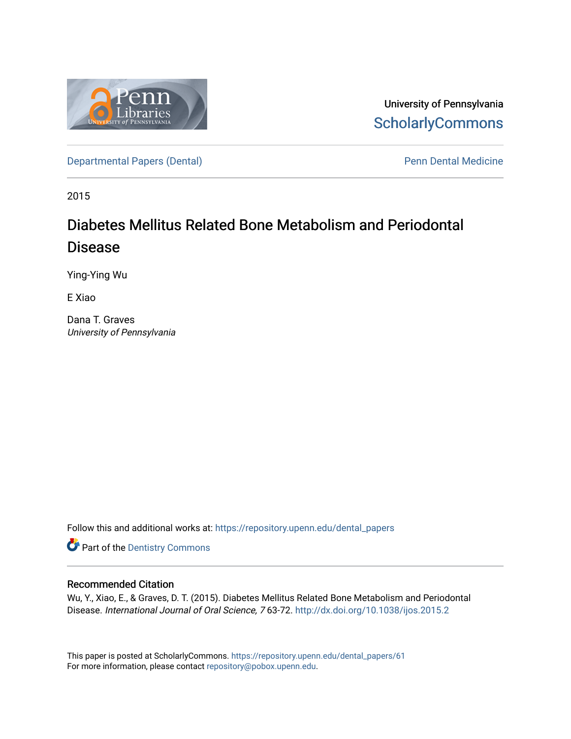University of Pennsylvania
ScholarlyCommons

Departmental Papers (Dental) | Penn Dental Medicine

2015

# Diabetes Mellitus Related Bone Metabolism and Periodontal Disease

Ying-Ying Wu

E Xiao

Dana T. Graves
*University of Pennsylvania*

Follow this and additional works at: https://repository.upenn.edu/dental_papers

Part of the Dentistry Commons

## Recommended Citation

Wu, Y., Xiao, E., & Graves, D. T. (2015). Diabetes Mellitus Related Bone Metabolism and Periodontal Disease. *International Journal of Oral Science, 7* 63-72. http://dx.doi.org/10.1038/ijos.2015.2

This paper is posted at ScholarlyCommons. https://repository.upenn.edu/dental_papers/61
For more information, please contact repository@pobox.upenn.edu.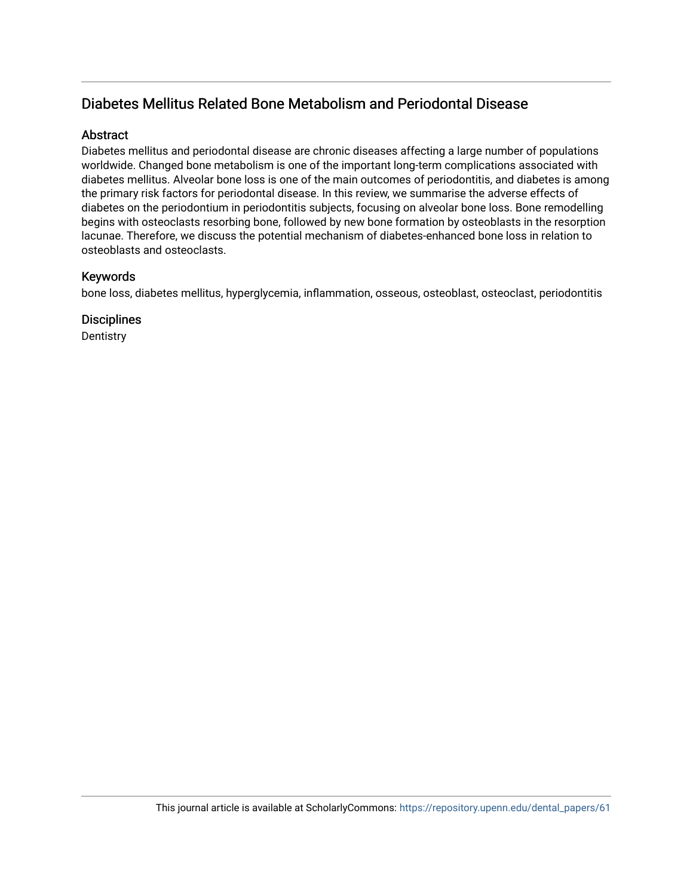## Diabetes Mellitus Related Bone Metabolism and Periodontal Disease

### Abstract

Diabetes mellitus and periodontal disease are chronic diseases affecting a large number of populations worldwide. Changed bone metabolism is one of the important long-term complications associated with diabetes mellitus. Alveolar bone loss is one of the main outcomes of periodontitis, and diabetes is among the primary risk factors for periodontal disease. In this review, we summarise the adverse effects of diabetes on the periodontium in periodontitis subjects, focusing on alveolar bone loss. Bone remodelling begins with osteoclasts resorbing bone, followed by new bone formation by osteoblasts in the resorption lacunae. Therefore, we discuss the potential mechanism of diabetes-enhanced bone loss in relation to osteoblasts and osteoclasts.

### Keywords

bone loss, diabetes mellitus, hyperglycemia, inflammation, osseous, osteoblast, osteoclast, periodontitis

### Disciplines

Dentistry

This journal article is available at ScholarlyCommons: https://repository.upenn.edu/dental_papers/61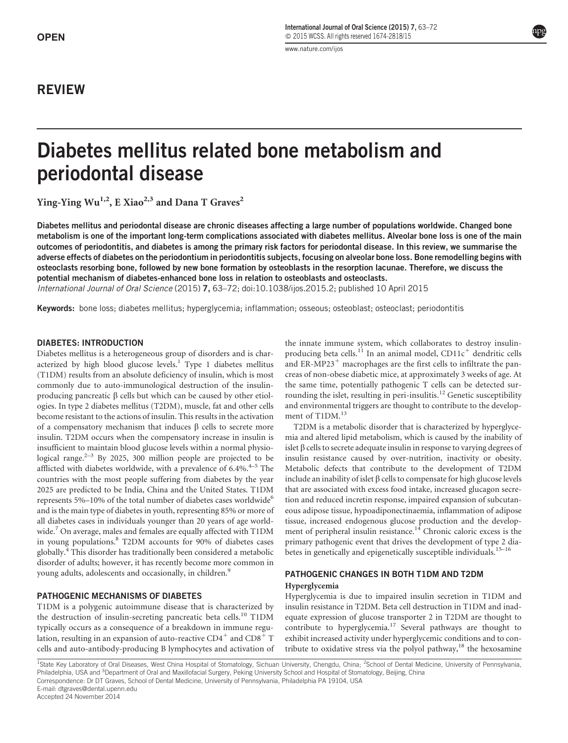OPEN

## REVIEW

# Diabetes mellitus related bone metabolism and periodontal disease

Ying-Ying Wu[1,2], E Xiao[2,3] and Dana T Graves[2]

**Diabetes mellitus and periodontal disease are chronic diseases affecting a large number of populations worldwide. Changed bone metabolism is one of the important long-term complications associated with diabetes mellitus. Alveolar bone loss is one of the main outcomes of periodontitis, and diabetes is among the primary risk factors for periodontal disease. In this review, we summarise the adverse effects of diabetes on the periodontium in periodontitis subjects, focusing on alveolar bone loss. Bone remodelling begins with osteoclasts resorbing bone, followed by new bone formation by osteoblasts in the resorption lacunae. Therefore, we discuss the potential mechanism of diabetes-enhanced bone loss in relation to osteoblasts and osteoclasts.**

*International Journal of Oral Science* (2015) **7,** 63–72; doi:10.1038/ijos.2015.2; published 10 April 2015

**Keywords:** bone loss; diabetes mellitus; hyperglycemia; inflammation; osseous; osteoblast; osteoclast; periodontitis

## DIABETES: INTRODUCTION

Diabetes mellitus is a heterogeneous group of disorders and is characterized by high blood glucose levels.[1] Type 1 diabetes mellitus (T1DM) results from an absolute deficiency of insulin, which is most commonly due to auto-immunological destruction of the insulin-producing pancreatic β cells but which can be caused by other etiologies. In type 2 diabetes mellitus (T2DM), muscle, fat and other cells become resistant to the actions of insulin. This results in the activation of a compensatory mechanism that induces β cells to secrete more insulin. T2DM occurs when the compensatory increase in insulin is insufficient to maintain blood glucose levels within a normal physiological range.[2–3] By 2025, 300 million people are projected to be afflicted with diabetes worldwide, with a prevalence of 6.4%.[4–5] The countries with the most people suffering from diabetes by the year 2025 are predicted to be India, China and the United States. T1DM represents 5%–10% of the total number of diabetes cases worldwide[6] and is the main type of diabetes in youth, representing 85% or more of all diabetes cases in individuals younger than 20 years of age worldwide.[7] On average, males and females are equally affected with T1DM in young populations.[8] T2DM accounts for 90% of diabetes cases globally.[4] This disorder has traditionally been considered a metabolic disorder of adults; however, it has recently become more common in young adults, adolescents and occasionally, in children.[9]

## PATHOGENIC MECHANISMS OF DIABETES

T1DM is a polygenic autoimmune disease that is characterized by the destruction of insulin-secreting pancreatic beta cells.[10] T1DM typically occurs as a consequence of a breakdown in immune regulation, resulting in an expansion of auto-reactive $CD4^+$ and $CD8^+$ T cells and auto-antibody-producing B lymphocytes and activation of the innate immune system, which collaborates to destroy insulin-producing beta cells.[11] In an animal model, $CD11c^+$ dendritic cells and $ER\text{-}MP23^+$ macrophages are the first cells to infiltrate the pancreas of non-obese diabetic mice, at approximately 3 weeks of age. At the same time, potentially pathogenic T cells can be detected surrounding the islet, resulting in peri-insulitis.[12] Genetic susceptibility and environmental triggers are thought to contribute to the development of T1DM.[13]

T2DM is a metabolic disorder that is characterized by hyperglycemia and altered lipid metabolism, which is caused by the inability of islet β cells to secrete adequate insulin in response to varying degrees of insulin resistance caused by over-nutrition, inactivity or obesity. Metabolic defects that contribute to the development of T2DM include an inability of islet β cells to compensate for high glucose levels that are associated with excess food intake, increased glucagon secretion and reduced incretin response, impaired expansion of subcutaneous adipose tissue, hypoadiponectinaemia, inflammation of adipose tissue, increased endogenous glucose production and the development of peripheral insulin resistance.[14] Chronic caloric excess is the primary pathogenic event that drives the development of type 2 diabetes in genetically and epigenetically susceptible individuals.[15–16]

## PATHOGENIC CHANGES IN BOTH T1DM AND T2DM

### Hyperglycemia

Hyperglycemia is due to impaired insulin secretion in T1DM and insulin resistance in T2DM. Beta cell destruction in T1DM and inadequate expression of glucose transporter 2 in T2DM are thought to contribute to hyperglycemia.[17] Several pathways are thought to exhibit increased activity under hyperglycemic conditions and to contribute to oxidative stress via the polyol pathway,[18] the hexosamine

[1]State Key Laboratory of Oral Diseases, West China Hospital of Stomatology, Sichuan University, Chengdu, China; [2]School of Dental Medicine, University of Pennsylvania, Philadelphia, USA and [3]Department of Oral and Maxillofacial Surgery, Peking University School and Hospital of Stomatology, Beijing, China
Correspondence: Dr DT Graves, School of Dental Medicine, University of Pennsylvania, Philadelphia PA 19104, USA
E-mail: dtgraves@dental.upenn.edu
Accepted 24 November 2014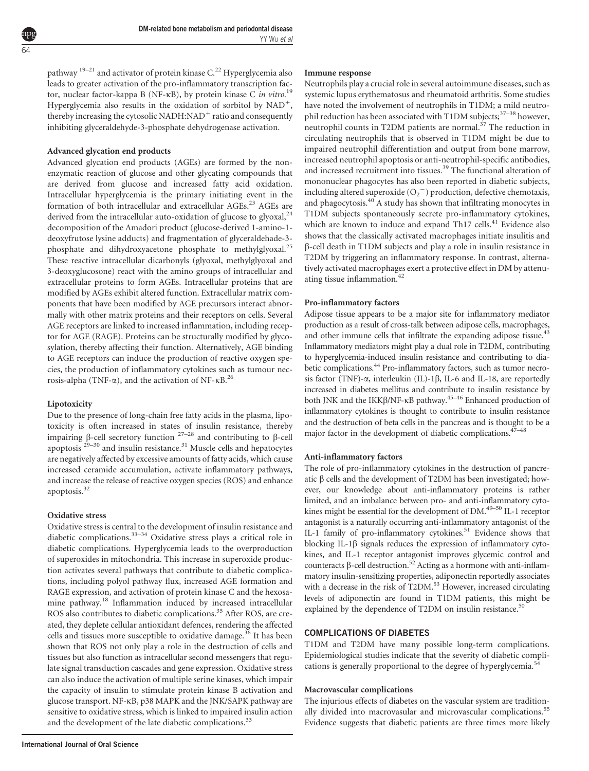pathway [19–21] and activator of protein kinase C.[22] Hyperglycemia also leads to greater activation of the pro-inflammatory transcription factor, nuclear factor-kappa B (NF-κB), by protein kinase C *in vitro*.[19] Hyperglycemia also results in the oxidation of sorbitol by $NAD^+$, thereby increasing the cytosolic $NADH:NAD^+$ ratio and consequently inhibiting glyceraldehyde-3-phosphate dehydrogenase activation.

### Advanced glycation end products

Advanced glycation end products (AGEs) are formed by the non-enzymatic reaction of glucose and other glycating compounds that are derived from glucose and increased fatty acid oxidation. Intracellular hyperglycemia is the primary initiating event in the formation of both intracellular and extracellular AGEs.[23] AGEs are derived from the intracellular auto-oxidation of glucose to glyoxal,[24] decomposition of the Amadori product (glucose-derived 1-amino-1-deoxyfrutose lysine adducts) and fragmentation of glyceraldehade-3-phosphate and dihydroxyacetone phosphate to methylglyoxal.[25] These reactive intracellular dicarbonyls (glyoxal, methylglyoxal and 3-deoxyglucosone) react with the amino groups of intracellular and extracellular proteins to form AGEs. Intracellular proteins that are modified by AGEs exhibit altered function. Extracellular matrix components that have been modified by AGE precursors interact abnormally with other matrix proteins and their receptors on cells. Several AGE receptors are linked to increased inflammation, including receptor for AGE (RAGE). Proteins can be structurally modified by glycosylation, thereby affecting their function. Alternatively, AGE binding to AGE receptors can induce the production of reactive oxygen species, the production of inflammatory cytokines such as tumour necrosis-alpha (TNF-α), and the activation of NF-κB.[26]

### Lipotoxicity

Due to the presence of long-chain free fatty acids in the plasma, lipotoxicity is often increased in states of insulin resistance, thereby impairing β-cell secretory function [27–28] and contributing to β-cell apoptosis [29–30] and insulin resistance.[31] Muscle cells and hepatocytes are negatively affected by excessive amounts of fatty acids, which cause increased ceramide accumulation, activate inflammatory pathways, and increase the release of reactive oxygen species (ROS) and enhance apoptosis.[32]

### Oxidative stress

Oxidative stress is central to the development of insulin resistance and diabetic complications.[33–34] Oxidative stress plays a critical role in diabetic complications. Hyperglycemia leads to the overproduction of superoxides in mitochondria. This increase in superoxide production activates several pathways that contribute to diabetic complications, including polyol pathway flux, increased AGE formation and RAGE expression, and activation of protein kinase C and the hexosamine pathway.[18] Inflammation induced by increased intracellular ROS also contributes to diabetic complications.[35] After ROS, are created, they deplete cellular antioxidant defences, rendering the affected cells and tissues more susceptible to oxidative damage.[36] It has been shown that ROS not only play a role in the destruction of cells and tissues but also function as intracellular second messengers that regulate signal transduction cascades and gene expression. Oxidative stress can also induce the activation of multiple serine kinases, which impair the capacity of insulin to stimulate protein kinase B activation and glucose transport. NF-κB, p38 MAPK and the JNK/SAPK pathway are sensitive to oxidative stress, which is linked to impaired insulin action and the development of the late diabetic complications.[33]

### Immune response

Neutrophils play a crucial role in several autoimmune diseases, such as systemic lupus erythematosus and rheumatoid arthritis. Some studies have noted the involvement of neutrophils in T1DM; a mild neutrophil reduction has been associated with T1DM subjects;[37–38] however, neutrophil counts in T2DM patients are normal.[37] The reduction in circulating neutrophils that is observed in T1DM might be due to impaired neutrophil differentiation and output from bone marrow, increased neutrophil apoptosis or anti-neutrophil-specific antibodies, and increased recruitment into tissues.[39] The functional alteration of mononuclear phagocytes has also been reported in diabetic subjects, including altered superoxide ($O_2^-$) production, defective chemotaxis, and phagocytosis.[40] A study has shown that infiltrating monocytes in T1DM subjects spontaneously secrete pro-inflammatory cytokines, which are known to induce and expand Th17 cells.[41] Evidence also shows that the classically activated macrophages initiate insulitis and β-cell death in T1DM subjects and play a role in insulin resistance in T2DM by triggering an inflammatory response. In contrast, alternatively activated macrophages exert a protective effect in DM by attenuating tissue inflammation.[42]

### Pro-inflammatory factors

Adipose tissue appears to be a major site for inflammatory mediator production as a result of cross-talk between adipose cells, macrophages, and other immune cells that infiltrate the expanding adipose tissue.[43] Inflammatory mediators might play a dual role in T2DM, contributing to hyperglycemia-induced insulin resistance and contributing to diabetic complications.[44] Pro-inflammatory factors, such as tumor necrosis factor (TNF)-α, interleukin (IL)-1β, IL-6 and IL-18, are reportedly increased in diabetes mellitus and contribute to insulin resistance by both JNK and the IKKβ/NF-κB pathway.[45–46] Enhanced production of inflammatory cytokines is thought to contribute to insulin resistance and the destruction of beta cells in the pancreas and is thought to be a major factor in the development of diabetic complications.[47–48]

### Anti-inflammatory factors

The role of pro-inflammatory cytokines in the destruction of pancreatic β cells and the development of T2DM has been investigated; however, our knowledge about anti-inflammatory proteins is rather limited, and an imbalance between pro- and anti-inflammatory cytokines might be essential for the development of DM.[49–50] IL-1 receptor antagonist is a naturally occurring anti-inflammatory antagonist of the IL-1 family of pro-inflammatory cytokines.[51] Evidence shows that blocking IL-1β signals reduces the expression of inflammatory cytokines, and IL-1 receptor antagonist improves glycemic control and counteracts β-cell destruction.[52] Acting as a hormone with anti-inflammatory insulin-sensitizing properties, adiponectin reportedly associates with a decrease in the risk of T2DM.[53] However, increased circulating levels of adiponectin are found in T1DM patients, this might be explained by the dependence of T2DM on insulin resistance.[50]

## COMPLICATIONS OF DIABETES

T1DM and T2DM have many possible long-term complications. Epidemiological studies indicate that the severity of diabetic complications is generally proportional to the degree of hyperglycemia.[54]

### Macrovascular complications

The injurious effects of diabetes on the vascular system are traditionally divided into macrovasular and microvascular complications.[55] Evidence suggests that diabetic patients are three times more likely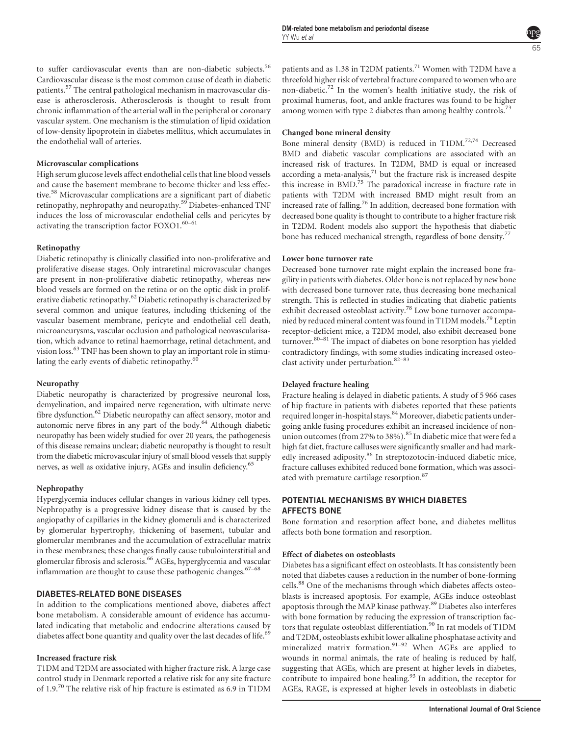to suffer cardiovascular events than are non-diabetic subjects.[56] Cardiovascular disease is the most common cause of death in diabetic patients.[57] The central pathological mechanism in macrovascular disease is atherosclerosis. Atherosclerosis is thought to result from chronic inflammation of the arterial wall in the peripheral or coronary vascular system. One mechanism is the stimulation of lipid oxidation of low-density lipoprotein in diabetes mellitus, which accumulates in the endothelial wall of arteries.

#### Microvascular complications

High serum glucose levels affect endothelial cells that line blood vessels and cause the basement membrane to become thicker and less effective.[58] Microvascular complications are a significant part of diabetic retinopathy, nephropathy and neuropathy.[59] Diabetes-enhanced TNF induces the loss of microvascular endothelial cells and pericytes by activating the transcription factor FOXO1.[60–61]

#### Retinopathy

Diabetic retinopathy is clinically classified into non-proliferative and proliferative disease stages. Only intraretinal microvascular changes are present in non-proliferative diabetic retinopathy, whereas new blood vessels are formed on the retina or on the optic disk in proliferative diabetic retinopathy.[62] Diabetic retinopathy is characterized by several common and unique features, including thickening of the vascular basement membrane, pericyte and endothelial cell death, microaneurysms, vascular occlusion and pathological neovascularisation, which advance to retinal haemorrhage, retinal detachment, and vision loss.[63] TNF has been shown to play an important role in stimulating the early events of diabetic retinopathy.[60]

#### Neuropathy

Diabetic neuropathy is characterized by progressive neuronal loss, demyelination, and impaired nerve regeneration, with ultimate nerve fibre dysfunction.[62] Diabetic neuropathy can affect sensory, motor and autonomic nerve fibres in any part of the body.[64] Although diabetic neuropathy has been widely studied for over 20 years, the pathogenesis of this disease remains unclear; diabetic neuropathy is thought to result from the diabetic microvascular injury of small blood vessels that supply nerves, as well as oxidative injury, AGEs and insulin deficiency.[65]

#### Nephropathy

Hyperglycemia induces cellular changes in various kidney cell types. Nephropathy is a progressive kidney disease that is caused by the angiopathy of capillaries in the kidney glomeruli and is characterized by glomerular hypertrophy, thickening of basement, tubular and glomerular membranes and the accumulation of extracellular matrix in these membranes; these changes finally cause tubulointerstitial and glomerular fibrosis and sclerosis.[66] AGEs, hyperglycemia and vascular inflammation are thought to cause these pathogenic changes.[67–68]

## DIABETES-RELATED BONE DISEASES

In addition to the complications mentioned above, diabetes affect bone metabolism. A considerable amount of evidence has accumulated indicating that metabolic and endocrine alterations caused by diabetes affect bone quantity and quality over the last decades of life.[69]

#### Increased fracture risk

T1DM and T2DM are associated with higher fracture risk. A large case control study in Denmark reported a relative risk for any site fracture of 1.9.[70] The relative risk of hip fracture is estimated as 6.9 in T1DM patients and as 1.38 in T2DM patients.[71] Women with T2DM have a threefold higher risk of vertebral fracture compared to women who are non-diabetic.[72] In the women's health initiative study, the risk of proximal humerus, foot, and ankle fractures was found to be higher among women with type 2 diabetes than among healthy controls.[73]

#### Changed bone mineral density

Bone mineral density (BMD) is reduced in T1DM.[72,74] Decreased BMD and diabetic vascular complications are associated with an increased risk of fractures. In T2DM, BMD is equal or increased according a meta-analysis,[71] but the fracture risk is increased despite this increase in BMD.[75] The paradoxical increase in fracture rate in patients with T2DM with increased BMD might result from an increased rate of falling.[76] In addition, decreased bone formation with decreased bone quality is thought to contribute to a higher fracture risk in T2DM. Rodent models also support the hypothesis that diabetic bone has reduced mechanical strength, regardless of bone density.[77]

#### Lower bone turnover rate

Decreased bone turnover rate might explain the increased bone fragility in patients with diabetes. Older bone is not replaced by new bone with decreased bone turnover rate, thus decreasing bone mechanical strength. This is reflected in studies indicating that diabetic patients exhibit decreased osteoblast activity.[78] Low bone turnover accompanied by reduced mineral content was found in T1DM models.[79] Leptin receptor-deficient mice, a T2DM model, also exhibit decreased bone turnover.[80–81] The impact of diabetes on bone resorption has yielded contradictory findings, with some studies indicating increased osteoclast activity under perturbation.[82–83]

#### Delayed fracture healing

Fracture healing is delayed in diabetic patients. A study of 5 966 cases of hip fracture in patients with diabetes reported that these patients required longer in-hospital stays.[84] Moreover, diabetic patients undergoing ankle fusing procedures exhibit an increased incidence of non-union outcomes (from 27% to 38%).[85] In diabetic mice that were fed a high fat diet, fracture calluses were significantly smaller and had markedly increased adiposity.[86] In streptozotocin-induced diabetic mice, fracture calluses exhibited reduced bone formation, which was associated with premature cartilage resorption.[87]

## POTENTIAL MECHANISMS BY WHICH DIABETES AFFECTS BONE

Bone formation and resorption affect bone, and diabetes mellitus affects both bone formation and resorption.

#### Effect of diabetes on osteoblasts

Diabetes has a significant effect on osteoblasts. It has consistently been noted that diabetes causes a reduction in the number of bone-forming cells.[88] One of the mechanisms through which diabetes affects osteoblasts is increased apoptosis. For example, AGEs induce osteoblast apoptosis through the MAP kinase pathway.[89] Diabetes also interferes with bone formation by reducing the expression of transcription factors that regulate osteoblast differentiation.[90] In rat models of T1DM and T2DM, osteoblasts exhibit lower alkaline phosphatase activity and mineralized matrix formation.[91–92] When AGEs are applied to wounds in normal animals, the rate of healing is reduced by half, suggesting that AGEs, which are present at higher levels in diabetes, contribute to impaired bone healing.[93] In addition, the receptor for AGEs, RAGE, is expressed at higher levels in osteoblasts in diabetic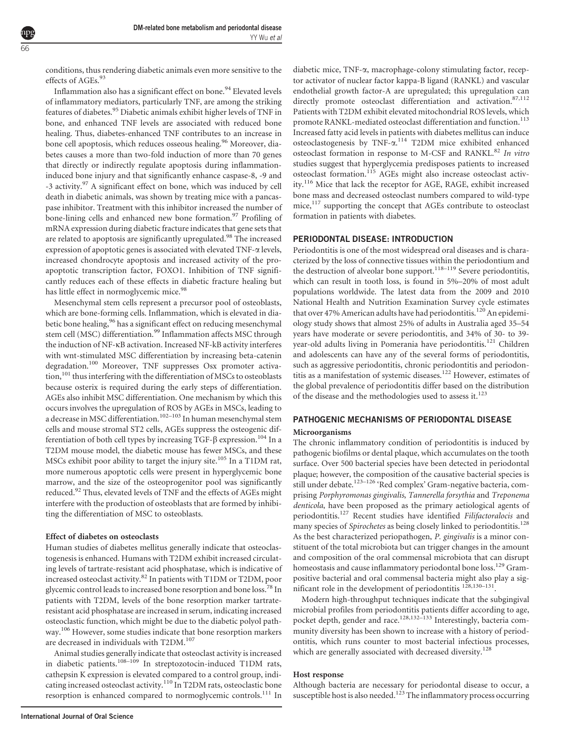conditions, thus rendering diabetic animals even more sensitive to the effects of AGEs.[93]

Inflammation also has a significant effect on bone.[94] Elevated levels of inflammatory mediators, particularly TNF, are among the striking features of diabetes.[95] Diabetic animals exhibit higher levels of TNF in bone, and enhanced TNF levels are associated with reduced bone healing. Thus, diabetes-enhanced TNF contributes to an increase in bone cell apoptosis, which reduces osseous healing.[96] Moreover, diabetes causes a more than two-fold induction of more than 70 genes that directly or indirectly regulate apoptosis during inflammation-induced bone injury and that significantly enhance caspase-8, -9 and -3 activity.[97] A significant effect on bone, which was induced by cell death in diabetic animals, was shown by treating mice with a pancaspase inhibitor. Treatment with this inhibitor increased the number of bone-lining cells and enhanced new bone formation.[97] Profiling of mRNA expression during diabetic fracture indicates that gene sets that are related to apoptosis are significantly upregulated.[98] The increased expression of apoptotic genes is associated with elevated TNF-α levels, increased chondrocyte apoptosis and increased activity of the pro-apoptotic transcription factor, FOXO1. Inhibition of TNF significantly reduces each of these effects in diabetic fracture healing but has little effect in normoglycemic mice.[98]

Mesenchymal stem cells represent a precursor pool of osteoblasts, which are bone-forming cells. Inflammation, which is elevated in diabetic bone healing,[96] has a significant effect on reducing mesenchymal stem cell (MSC) differentiation.[99] Inflammation affects MSC through the induction of NF-κB activation. Increased NF-kB activity interferes with wnt-stimulated MSC differentiation by increasing beta-catenin degradation.[100] Moreover, TNF suppresses Osx promoter activation,[101] thus interfering with the differentiation of MSCs to osteoblasts because osterix is required during the early steps of differentiation. AGEs also inhibit MSC differentiation. One mechanism by which this occurs involves the upregulation of ROS by AGEs in MSCs, leading to a decrease in MSC differentiation.[102–103] In human mesenchymal stem cells and mouse stromal ST2 cells, AGEs suppress the osteogenic differentiation of both cell types by increasing TGF-β expression.[104] In a T2DM mouse model, the diabetic mouse has fewer MSCs, and these MSCs exhibit poor ability to target the injury site.[105] In a T1DM rat, more numerous apoptotic cells were present in hyperglycemic bone marrow, and the size of the osteoprogenitor pool was significantly reduced.[92] Thus, elevated levels of TNF and the effects of AGEs might interfere with the production of osteoblasts that are formed by inhibiting the differentiation of MSC to osteoblasts.

### Effect of diabetes on osteoclasts

Human studies of diabetes mellitus generally indicate that osteoclastogenesis is enhanced. Humans with T2DM exhibit increased circulating levels of tartrate-resistant acid phosphatase, which is indicative of increased osteoclast activity.[82] In patients with T1DM or T2DM, poor glycemic control leads to increased bone resorption and bone loss.[78] In patients with T2DM, levels of the bone resorption marker tartrate-resistant acid phosphatase are increased in serum, indicating increased osteoclastic function, which might be due to the diabetic polyol pathway.[106] However, some studies indicate that bone resorption markers are decreased in individuals with T2DM.[107]

Animal studies generally indicate that osteoclast activity is increased in diabetic patients.[108–109] In streptozotocin-induced T1DM rats, cathepsin K expression is elevated compared to a control group, indicating increased osteoclast activity.[110] In T2DM rats, osteoclastic bone resorption is enhanced compared to normoglycemic controls.[111] In diabetic mice, TNF-α, macrophage-colony stimulating factor, receptor activator of nuclear factor kappa-B ligand (RANKL) and vascular endothelial growth factor-A are upregulated; this upregulation can directly promote osteoclast differentiation and activation.[87,112] Patients with T2DM exhibit elevated mitochondrial ROS levels, which promote RANKL-mediated osteoclast differentiation and function.[113] Increased fatty acid levels in patients with diabetes mellitus can induce osteoclastogenesis by TNF-α.[114] T2DM mice exhibited enhanced osteoclast formation in response to M-CSF and RANKL.[82] *In vitro* studies suggest that hyperglycemia predisposes patients to increased osteoclast formation.[115] AGEs might also increase osteoclast activity.[116] Mice that lack the receptor for AGE, RAGE, exhibit increased bone mass and decreased osteoclast numbers compared to wild-type mice,[117] supporting the concept that AGEs contribute to osteoclast formation in patients with diabetes.

## PERIODONTAL DISEASE: INTRODUCTION

Periodontitis is one of the most widespread oral diseases and is characterized by the loss of connective tissues within the periodontium and the destruction of alveolar bone support.[118–119] Severe periodontitis, which can result in tooth loss, is found in 5%–20% of most adult populations worldwide. The latest data from the 2009 and 2010 National Health and Nutrition Examination Survey cycle estimates that over 47% American adults have had periodontitis.[120] An epidemiology study shows that almost 25% of adults in Australia aged 35–54 years have moderate or severe periodontitis, and 34% of 30- to 39-year-old adults living in Pomerania have periodontitis.[121] Children and adolescents can have any of the several forms of periodontitis, such as aggressive periodontitis, chronic periodontitis and periodontitis as a manifestation of systemic diseases.[122] However, estimates of the global prevalence of periodontitis differ based on the distribution of the disease and the methodologies used to assess it.[123]

## PATHOGENIC MECHANISMS OF PERIODONTAL DISEASE

### Microorganisms

The chronic inflammatory condition of periodontitis is induced by pathogenic biofilms or dental plaque, which accumulates on the tooth surface. Over 500 bacterial species have been detected in periodontal plaque; however, the composition of the causative bacterial species is still under debate.[123–126] 'Red complex' Gram-negative bacteria, comprising *Porphyromonas gingivalis*, *Tannerella forsythia* and *Treponema denticola*, have been proposed as the primary aetiological agents of periodontitis.[127] Recent studies have identified *Filifactoralocis* and many species of *Spirochetes* as being closely linked to periodontitis.[128] As the best characterized periopathogen, *P. gingivalis* is a minor constituent of the total microbiota but can trigger changes in the amount and composition of the oral commensal microbiota that can disrupt homeostasis and cause inflammatory periodontal bone loss.[129] Gram-positive bacterial and oral commensal bacteria might also play a significant role in the development of periodontitis [128,130–131].

Modern high-throughput techniques indicate that the subgingival microbial profiles from periodontitis patients differ according to age, pocket depth, gender and race.[128,132–133] Interestingly, bacteria community diversity has been shown to increase with a history of periodontitis, which runs counter to most bacterial infectious processes, which are generally associated with decreased diversity.[128]

### Host response

Although bacteria are necessary for periodontal disease to occur, a susceptible host is also needed.[123] The inflammatory process occurring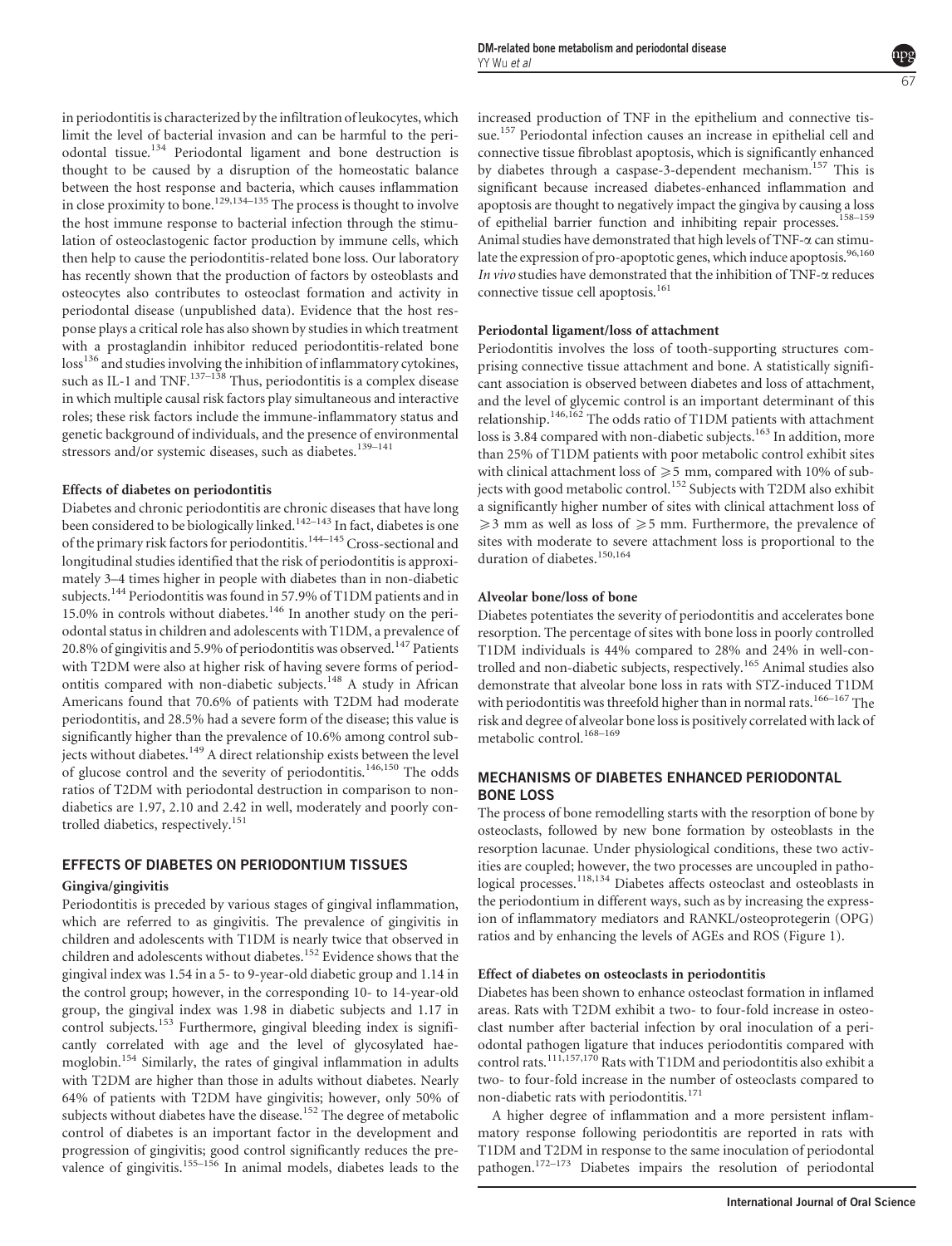in periodontitis is characterized by the infiltration of leukocytes, which limit the level of bacterial invasion and can be harmful to the periodontal tissue.[134] Periodontal ligament and bone destruction is thought to be caused by a disruption of the homeostatic balance between the host response and bacteria, which causes inflammation in close proximity to bone.[129,134–135] The process is thought to involve the host immune response to bacterial infection through the stimulation of osteoclastogenic factor production by immune cells, which then help to cause the periodontitis-related bone loss. Our laboratory has recently shown that the production of factors by osteoblasts and osteocytes also contributes to osteoclast formation and activity in periodontal disease (unpublished data). Evidence that the host response plays a critical role has also shown by studies in which treatment with a prostaglandin inhibitor reduced periodontitis-related bone loss[136] and studies involving the inhibition of inflammatory cytokines, such as IL-1 and TNF.[137–138] Thus, periodontitis is a complex disease in which multiple causal risk factors play simultaneous and interactive roles; these risk factors include the immune-inflammatory status and genetic background of individuals, and the presence of environmental stressors and/or systemic diseases, such as diabetes.[139–141]

#### Effects of diabetes on periodontitis

Diabetes and chronic periodontitis are chronic diseases that have long been considered to be biologically linked.[142–143] In fact, diabetes is one of the primary risk factors for periodontitis.[144–145] Cross-sectional and longitudinal studies identified that the risk of periodontitis is approximately 3–4 times higher in people with diabetes than in non-diabetic subjects.[144] Periodontitis was found in 57.9% of T1DM patients and in 15.0% in controls without diabetes.[146] In another study on the periodontal status in children and adolescents with T1DM, a prevalence of 20.8% of gingivitis and 5.9% of periodontitis was observed.[147] Patients with T2DM were also at higher risk of having severe forms of periodontitis compared with non-diabetic subjects.[148] A study in African Americans found that 70.6% of patients with T2DM had moderate periodontitis, and 28.5% had a severe form of the disease; this value is significantly higher than the prevalence of 10.6% among control subjects without diabetes.[149] A direct relationship exists between the level of glucose control and the severity of periodontitis.[146,150] The odds ratios of T2DM with periodontal destruction in comparison to non-diabetics are 1.97, 2.10 and 2.42 in well, moderately and poorly controlled diabetics, respectively.[151]

## EFFECTS OF DIABETES ON PERIODONTIUM TISSUES

#### Gingiva/gingivitis

Periodontitis is preceded by various stages of gingival inflammation, which are referred to as gingivitis. The prevalence of gingivitis in children and adolescents with T1DM is nearly twice that observed in children and adolescents without diabetes.[152] Evidence shows that the gingival index was 1.54 in a 5- to 9-year-old diabetic group and 1.14 in the control group; however, in the corresponding 10- to 14-year-old group, the gingival index was 1.98 in diabetic subjects and 1.17 in control subjects.[153] Furthermore, gingival bleeding index is significantly correlated with age and the level of glycosylated haemoglobin.[154] Similarly, the rates of gingival inflammation in adults with T2DM are higher than those in adults without diabetes. Nearly 64% of patients with T2DM have gingivitis; however, only 50% of subjects without diabetes have the disease.[152] The degree of metabolic control of diabetes is an important factor in the development and progression of gingivitis; good control significantly reduces the prevalence of gingivitis.[155–156] In animal models, diabetes leads to the increased production of TNF in the epithelium and connective tissue.[157] Periodontal infection causes an increase in epithelial cell and connective tissue fibroblast apoptosis, which is significantly enhanced by diabetes through a caspase-3-dependent mechanism.[157] This is significant because increased diabetes-enhanced inflammation and apoptosis are thought to negatively impact the gingiva by causing a loss of epithelial barrier function and inhibiting repair processes.[158–159] Animal studies have demonstrated that high levels of TNF-α can stimulate the expression of pro-apoptotic genes, which induce apoptosis.[96,160] *In vivo* studies have demonstrated that the inhibition of TNF-α reduces connective tissue cell apoptosis.[161]

#### Periodontal ligament/loss of attachment

Periodontitis involves the loss of tooth-supporting structures comprising connective tissue attachment and bone. A statistically significant association is observed between diabetes and loss of attachment, and the level of glycemic control is an important determinant of this relationship.[146,162] The odds ratio of T1DM patients with attachment loss is 3.84 compared with non-diabetic subjects.[163] In addition, more than 25% of T1DM patients with poor metabolic control exhibit sites with clinical attachment loss of $\geqslant 5$ mm, compared with 10% of subjects with good metabolic control.[152] Subjects with T2DM also exhibit a significantly higher number of sites with clinical attachment loss of $\geqslant 3$ mm as well as loss of $\geqslant 5$ mm. Furthermore, the prevalence of sites with moderate to severe attachment loss is proportional to the duration of diabetes.[150,164]

#### Alveolar bone/loss of bone

Diabetes potentiates the severity of periodontitis and accelerates bone resorption. The percentage of sites with bone loss in poorly controlled T1DM individuals is 44% compared to 28% and 24% in well-controlled and non-diabetic subjects, respectively.[165] Animal studies also demonstrate that alveolar bone loss in rats with STZ-induced T1DM with periodontitis was threefold higher than in normal rats.[166–167] The risk and degree of alveolar bone loss is positively correlated with lack of metabolic control.[168–169]

## MECHANISMS OF DIABETES ENHANCED PERIODONTAL BONE LOSS

The process of bone remodelling starts with the resorption of bone by osteoclasts, followed by new bone formation by osteoblasts in the resorption lacunae. Under physiological conditions, these two activities are coupled; however, the two processes are uncoupled in pathological processes.[118,134] Diabetes affects osteoclast and osteoblasts in the periodontium in different ways, such as by increasing the expression of inflammatory mediators and RANKL/osteoprotegerin (OPG) ratios and by enhancing the levels of AGEs and ROS (Figure 1).

#### Effect of diabetes on osteoclasts in periodontitis

Diabetes has been shown to enhance osteoclast formation in inflamed areas. Rats with T2DM exhibit a two- to four-fold increase in osteoclast number after bacterial infection by oral inoculation of a periodontal pathogen ligature that induces periodontitis compared with control rats.[111,157,170] Rats with T1DM and periodontitis also exhibit a two- to four-fold increase in the number of osteoclasts compared to non-diabetic rats with periodontitis.[171]

A higher degree of inflammation and a more persistent inflammatory response following periodontitis are reported in rats with T1DM and T2DM in response to the same inoculation of periodontal pathogen.[172–173] Diabetes impairs the resolution of periodontal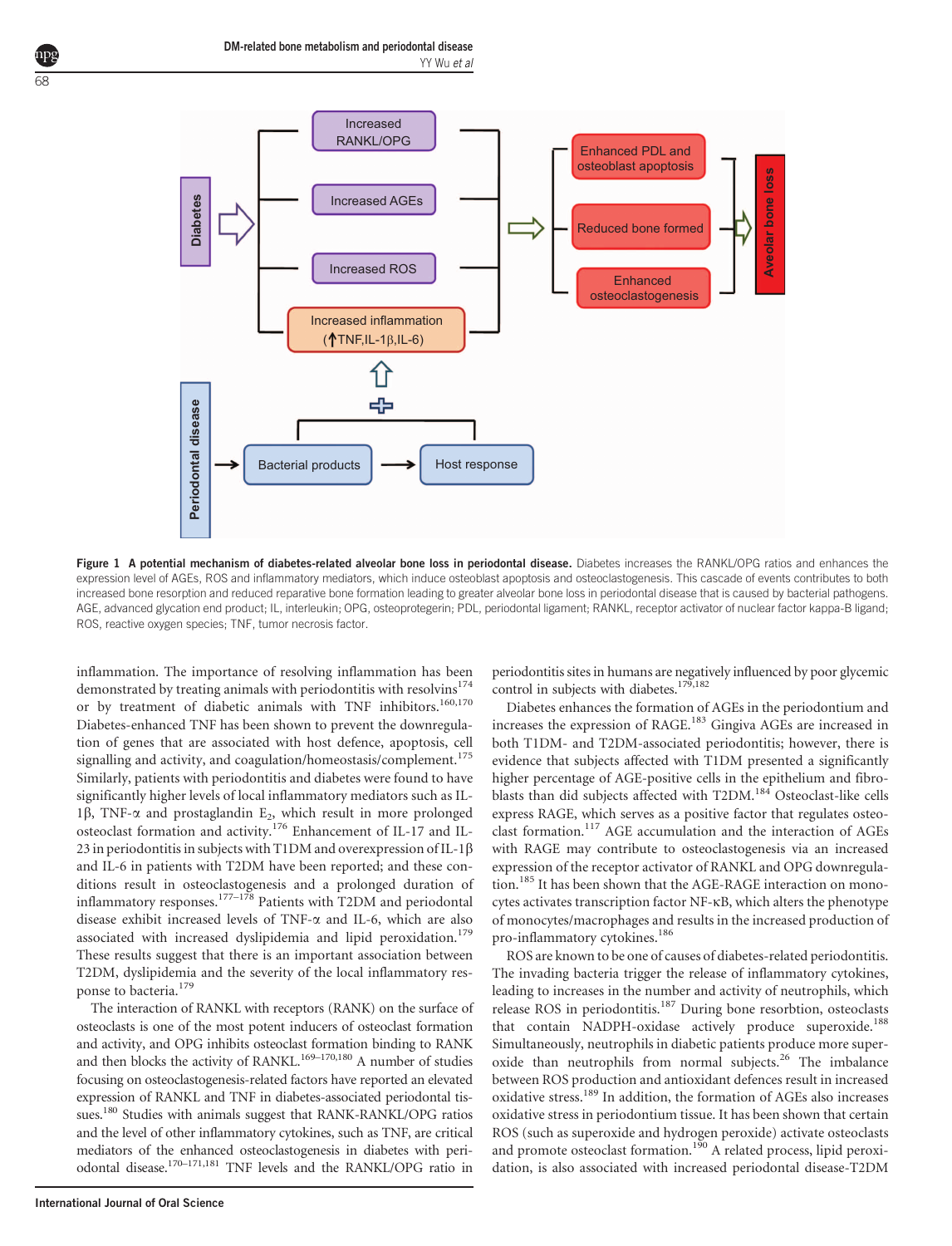**Figure 1 A potential mechanism of diabetes-related alveolar bone loss in periodontal disease.** Diabetes increases the RANKL/OPG ratios and enhances the expression level of AGEs, ROS and inflammatory mediators, which induce osteoblast apoptosis and osteoclastogenesis. This cascade of events contributes to both increased bone resorption and reduced reparative bone formation leading to greater alveolar bone loss in periodontal disease that is caused by bacterial pathogens. AGE, advanced glycation end product; IL, interleukin; OPG, osteoprotegerin; PDL, periodontal ligament; RANKL, receptor activator of nuclear factor kappa-B ligand; ROS, reactive oxygen species; TNF, tumor necrosis factor.

inflammation. The importance of resolving inflammation has been demonstrated by treating animals with periodontitis with resolvins[174] or by treatment of diabetic animals with TNF inhibitors.[160,170] Diabetes-enhanced TNF has been shown to prevent the downregulation of genes that are associated with host defence, apoptosis, cell signalling and activity, and coagulation/homeostasis/complement.[175] Similarly, patients with periodontitis and diabetes were found to have significantly higher levels of local inflammatory mediators such as IL-1β, TNF-α and prostaglandin $E_2$, which result in more prolonged osteoclast formation and activity.[176] Enhancement of IL-17 and IL-23 in periodontitis in subjects with T1DM and overexpression of IL-1β and IL-6 in patients with T2DM have been reported; and these conditions result in osteoclastogenesis and a prolonged duration of inflammatory responses.[177–178] Patients with T2DM and periodontal disease exhibit increased levels of TNF-α and IL-6, which are also associated with increased dyslipidemia and lipid peroxidation.[179] These results suggest that there is an important association between T2DM, dyslipidemia and the severity of the local inflammatory response to bacteria.[179]

The interaction of RANKL with receptors (RANK) on the surface of osteoclasts is one of the most potent inducers of osteoclast formation and activity, and OPG inhibits osteoclast formation binding to RANK and then blocks the activity of RANKL.[169–170,180] A number of studies focusing on osteoclastogenesis-related factors have reported an elevated expression of RANKL and TNF in diabetes-associated periodontal tissues.[180] Studies with animals suggest that RANK-RANKL/OPG ratios and the level of other inflammatory cytokines, such as TNF, are critical mediators of the enhanced osteoclastogenesis in diabetes with periodontal disease.[170–171,181] TNF levels and the RANKL/OPG ratio in periodontitis sites in humans are negatively influenced by poor glycemic control in subjects with diabetes.[179,182]

Diabetes enhances the formation of AGEs in the periodontium and increases the expression of RAGE.[183] Gingiva AGEs are increased in both T1DM- and T2DM-associated periodontitis; however, there is evidence that subjects affected with T1DM presented a significantly higher percentage of AGE-positive cells in the epithelium and fibroblasts than did subjects affected with T2DM.[184] Osteoclast-like cells express RAGE, which serves as a positive factor that regulates osteoclast formation.[117] AGE accumulation and the interaction of AGEs with RAGE may contribute to osteoclastogenesis via an increased expression of the receptor activator of RANKL and OPG downregulation.[185] It has been shown that the AGE-RAGE interaction on monocytes activates transcription factor NF-κB, which alters the phenotype of monocytes/macrophages and results in the increased production of pro-inflammatory cytokines.[186]

ROS are known to be one of causes of diabetes-related periodontitis. The invading bacteria trigger the release of inflammatory cytokines, leading to increases in the number and activity of neutrophils, which release ROS in periodontitis.[187] During bone resorbtion, osteoclasts that contain NADPH-oxidase actively produce superoxide.[188] Simultaneously, neutrophils in diabetic patients produce more superoxide than neutrophils from normal subjects.[26] The imbalance between ROS production and antioxidant defences result in increased oxidative stress.[189] In addition, the formation of AGEs also increases oxidative stress in periodontium tissue. It has been shown that certain ROS (such as superoxide and hydrogen peroxide) activate osteoclasts and promote osteoclast formation.[190] A related process, lipid peroxidation, is also associated with increased periodontal disease-T2DM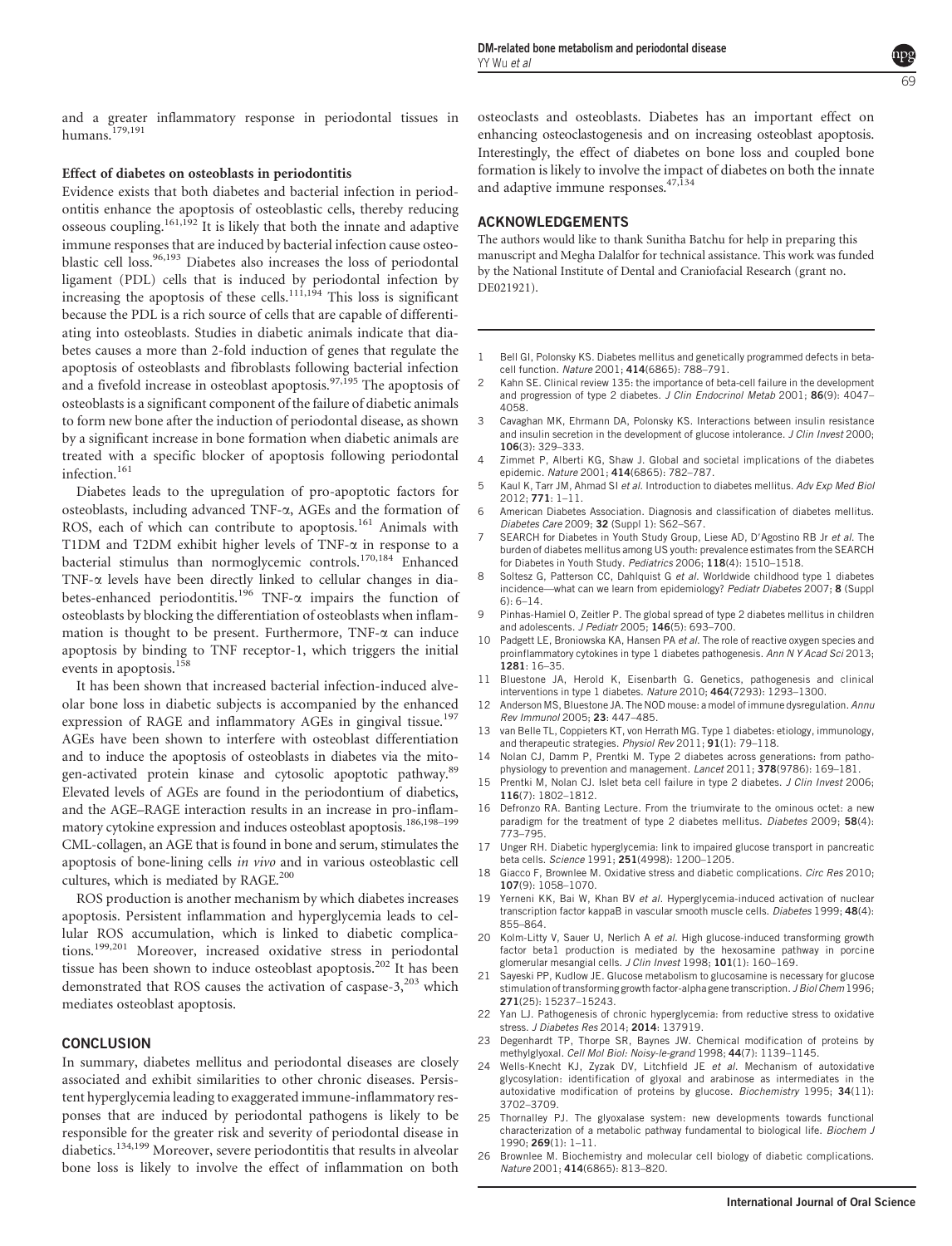and a greater inflammatory response in periodontal tissues in humans.[179,191]

**Effect of diabetes on osteoblasts in periodontitis**

Evidence exists that both diabetes and bacterial infection in periodontitis enhance the apoptosis of osteoblastic cells, thereby reducing osseous coupling.[161,192] It is likely that both the innate and adaptive immune responses that are induced by bacterial infection cause osteoblastic cell loss.[96,193] Diabetes also increases the loss of periodontal ligament (PDL) cells that is induced by periodontal infection by increasing the apoptosis of these cells.[111,194] This loss is significant because the PDL is a rich source of cells that are capable of differentiating into osteoblasts. Studies in diabetic animals indicate that diabetes causes a more than 2-fold induction of genes that regulate the apoptosis of osteoblasts and fibroblasts following bacterial infection and a fivefold increase in osteoblast apoptosis.[97,195] The apoptosis of osteoblasts is a significant component of the failure of diabetic animals to form new bone after the induction of periodontal disease, as shown by a significant increase in bone formation when diabetic animals are treated with a specific blocker of apoptosis following periodontal infection.[161]

Diabetes leads to the upregulation of pro-apoptotic factors for osteoblasts, including advanced TNF-$\alpha$, AGEs and the formation of ROS, each of which can contribute to apoptosis.[161] Animals with T1DM and T2DM exhibit higher levels of TNF-$\alpha$ in response to a bacterial stimulus than normoglycemic controls.[170,184] Enhanced TNF-$\alpha$ levels have been directly linked to cellular changes in diabetes-enhanced periodontitis.[196] TNF-$\alpha$ impairs the function of osteoblasts by blocking the differentiation of osteoblasts when inflammation is thought to be present. Furthermore, TNF-$\alpha$ can induce apoptosis by binding to TNF receptor-1, which triggers the initial events in apoptosis.[158]

It has been shown that increased bacterial infection-induced alveolar bone loss in diabetic subjects is accompanied by the enhanced expression of RAGE and inflammatory AGEs in gingival tissue.[197] AGEs have been shown to interfere with osteoblast differentiation and to induce the apoptosis of osteoblasts in diabetes via the mitogen-activated protein kinase and cytosolic apoptotic pathway.[89] Elevated levels of AGEs are found in the periodontium of diabetics, and the AGE–RAGE interaction results in an increase in pro-inflammatory cytokine expression and induces osteoblast apoptosis.[186,198–199] CML-collagen, an AGE that is found in bone and serum, stimulates the apoptosis of bone-lining cells *in vivo* and in various osteoblastic cell cultures, which is mediated by RAGE.[200]

ROS production is another mechanism by which diabetes increases apoptosis. Persistent inflammation and hyperglycemia leads to cellular ROS accumulation, which is linked to diabetic complications.[199,201] Moreover, increased oxidative stress in periodontal tissue has been shown to induce osteoblast apoptosis.[202] It has been demonstrated that ROS causes the activation of caspase-3,[203] which mediates osteoblast apoptosis.

## CONCLUSION

In summary, diabetes mellitus and periodontal diseases are closely associated and exhibit similarities to other chronic diseases. Persistent hyperglycemia leading to exaggerated immune-inflammatory responses that are induced by periodontal pathogens is likely to be responsible for the greater risk and severity of periodontal disease in diabetics.[134,199] Moreover, severe periodontitis that results in alveolar bone loss is likely to involve the effect of inflammation on both osteoclasts and osteoblasts. Diabetes has an important effect on enhancing osteoclastogenesis and on increasing osteoblast apoptosis. Interestingly, the effect of diabetes on bone loss and coupled bone formation is likely to involve the impact of diabetes on both the innate and adaptive immune responses.[47,134]

## ACKNOWLEDGEMENTS

The authors would like to thank Sunitha Batchu for help in preparing this manuscript and Megha Dalalfor for technical assistance. This work was funded by the National Institute of Dental and Craniofacial Research (grant no. DE021921).

1. Bell GI, Polonsky KS. Diabetes mellitus and genetically programmed defects in beta-cell function. *Nature* 2001; **414**(6865): 788–791.
2. Kahn SE. Clinical review 135: the importance of beta-cell failure in the development and progression of type 2 diabetes. *J Clin Endocrinol Metab* 2001; **86**(9): 4047–4058.
3. Cavaghan MK, Ehrmann DA, Polonsky KS. Interactions between insulin resistance and insulin secretion in the development of glucose intolerance. *J Clin Invest* 2000; **106**(3): 329–333.
4. Zimmet P, Alberti KG, Shaw J. Global and societal implications of the diabetes epidemic. *Nature* 2001; **414**(6865): 782–787.
5. Kaul K, Tarr JM, Ahmad SI *et al*. Introduction to diabetes mellitus. *Adv Exp Med Biol* 2012; **771**: 1–11.
6. American Diabetes Association. Diagnosis and classification of diabetes mellitus. *Diabetes Care* 2009; **32** (Suppl 1): S62–S67.
7. SEARCH for Diabetes in Youth Study Group, Liese AD, D'Agostino RB Jr *et al*. The burden of diabetes mellitus among US youth: prevalence estimates from the SEARCH for Diabetes in Youth Study. *Pediatrics* 2006; **118**(4): 1510–1518.
8. Soltesz G, Patterson CC, Dahlquist G *et al*. Worldwide childhood type 1 diabetes incidence—what can we learn from epidemiology? *Pediatr Diabetes* 2007; **8** (Suppl 6): 6–14.
9. Pinhas-Hamiel O, Zeitler P. The global spread of type 2 diabetes mellitus in children and adolescents. *J Pediatr* 2005; **146**(5): 693–700.
10. Padgett LE, Broniowska KA, Hansen PA *et al*. The role of reactive oxygen species and proinflammatory cytokines in type 1 diabetes pathogenesis. *Ann N Y Acad Sci* 2013; **1281**: 16–35.
11. Bluestone JA, Herold K, Eisenbarth G. Genetics, pathogenesis and clinical interventions in type 1 diabetes. *Nature* 2010; **464**(7293): 1293–1300.
12. Anderson MS, Bluestone JA. The NOD mouse: a model of immune dysregulation. *Annu Rev Immunol* 2005; **23**: 447–485.
13. van Belle TL, Coppieters KT, von Herrath MG. Type 1 diabetes: etiology, immunology, and therapeutic strategies. *Physiol Rev* 2011; **91**(1): 79–118.
14. Nolan CJ, Damm P, Prentki M. Type 2 diabetes across generations: from pathophysiology to prevention and management. *Lancet* 2011; **378**(9786): 169–181.
15. Prentki M, Nolan CJ. Islet beta cell failure in type 2 diabetes. *J Clin Invest* 2006; **116**(7): 1802–1812.
16. Defronzo RA. Banting Lecture. From the triumvirate to the ominous octet: a new paradigm for the treatment of type 2 diabetes mellitus. *Diabetes* 2009; **58**(4): 773–795.
17. Unger RH. Diabetic hyperglycemia: link to impaired glucose transport in pancreatic beta cells. *Science* 1991; **251**(4998): 1200–1205.
18. Giacco F, Brownlee M. Oxidative stress and diabetic complications. *Circ Res* 2010; **107**(9): 1058–1070.
19. Yerneni KK, Bai W, Khan BV *et al*. Hyperglycemia-induced activation of nuclear transcription factor kappaB in vascular smooth muscle cells. *Diabetes* 1999; **48**(4): 855–864.
20. Kolm-Litty V, Sauer U, Nerlich A *et al*. High glucose-induced transforming growth factor beta1 production is mediated by the hexosamine pathway in porcine glomerular mesangial cells. *J Clin Invest* 1998; **101**(1): 160–169.
21. Sayeski PP, Kudlow JE. Glucose metabolism to glucosamine is necessary for glucose stimulation of transforming growth factor-alpha gene transcription. *J Biol Chem* 1996; **271**(25): 15237–15243.
22. Yan LJ. Pathogenesis of chronic hyperglycemia: from reductive stress to oxidative stress. *J Diabetes Res* 2014; **2014**: 137919.
23. Degenhardt TP, Thorpe SR, Baynes JW. Chemical modification of proteins by methylglyoxal. *Cell Mol Biol: Noisy-le-grand* 1998; **44**(7): 1139–1145.
24. Wells-Knecht KJ, Zyzak DV, Litchfield JE *et al*. Mechanism of autoxidative glycosylation: identification of glyoxal and arabinose as intermediates in the autoxidative modification of proteins by glucose. *Biochemistry* 1995; **34**(11): 3702–3709.
25. Thornalley PJ. The glyoxalase system: new developments towards functional characterization of a metabolic pathway fundamental to biological life. *Biochem J* 1990; **269**(1): 1–11.
26. Brownlee M. Biochemistry and molecular cell biology of diabetic complications. *Nature* 2001; **414**(6865): 813–820.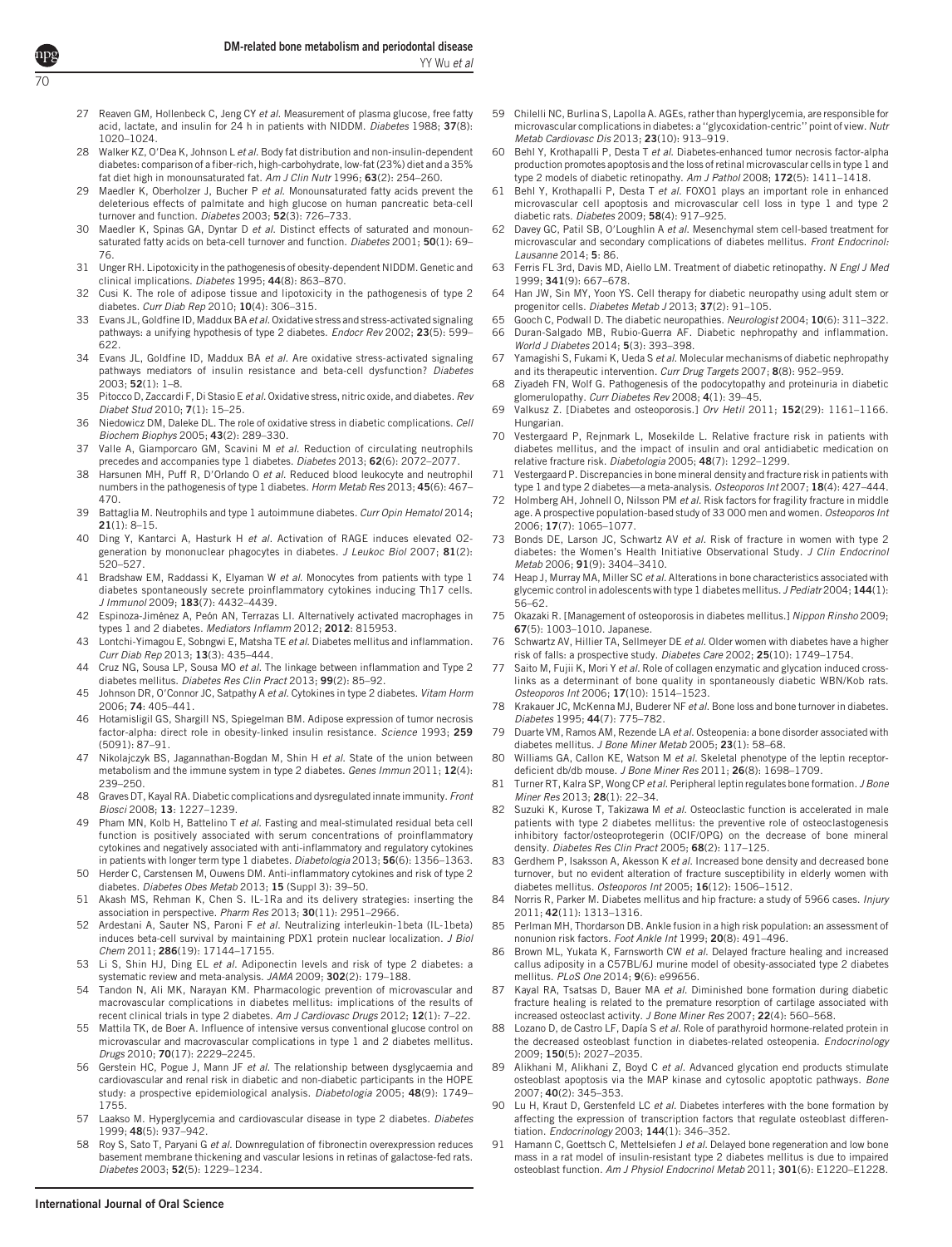27 Reaven GM, Hollenbeck C, Jeng CY *et al*. Measurement of plasma glucose, free fatty acid, lactate, and insulin for 24 h in patients with NIDDM. *Diabetes* 1988; **37**(8): 1020–1024.

28 Walker KZ, O'Dea K, Johnson L *et al*. Body fat distribution and non-insulin-dependent diabetes: comparison of a fiber-rich, high-carbohydrate, low-fat (23%) diet and a 35% fat diet high in monounsaturated fat. *Am J Clin Nutr* 1996; **63**(2): 254–260.

29 Maedler K, Oberholzer J, Bucher P *et al*. Monounsaturated fatty acids prevent the deleterious effects of palmitate and high glucose on human pancreatic beta-cell turnover and function. *Diabetes* 2003; **52**(3): 726–733.

30 Maedler K, Spinas GA, Dyntar D *et al*. Distinct effects of saturated and monounsaturated fatty acids on beta-cell turnover and function. *Diabetes* 2001; **50**(1): 69–76.

31 Unger RH. Lipotoxicity in the pathogenesis of obesity-dependent NIDDM. Genetic and clinical implications. *Diabetes* 1995; **44**(8): 863–870.

32 Cusi K. The role of adipose tissue and lipotoxicity in the pathogenesis of type 2 diabetes. *Curr Diab Rep* 2010; **10**(4): 306–315.

33 Evans JL, Goldfine ID, Maddux BA *et al*. Oxidative stress and stress-activated signaling pathways: a unifying hypothesis of type 2 diabetes. *Endocr Rev* 2002; **23**(5): 599–622.

34 Evans JL, Goldfine ID, Maddux BA *et al*. Are oxidative stress-activated signaling pathways mediators of insulin resistance and beta-cell dysfunction? *Diabetes* 2003; **52**(1): 1–8.

35 Pitocco D, Zaccardi F, Di Stasio E *et al*. Oxidative stress, nitric oxide, and diabetes. *Rev Diabet Stud* 2010; **7**(1): 15–25.

36 Niedowicz DM, Daleke DL. The role of oxidative stress in diabetic complications. *Cell Biochem Biophys* 2005; **43**(2): 289–330.

37 Valle A, Giamporcaro GM, Scavini M *et al*. Reduction of circulating neutrophils precedes and accompanies type 1 diabetes. *Diabetes* 2013; **62**(6): 2072–2077.

38 Harsunen MH, Puff R, D'Orlando O *et al*. Reduced blood leukocyte and neutrophil numbers in the pathogenesis of type 1 diabetes. *Horm Metab Res* 2013; **45**(6): 467–470.

39 Battaglia M. Neutrophils and type 1 autoimmune diabetes. *Curr Opin Hematol* 2014; **21**(1): 8–15.

40 Ding Y, Kantarci A, Hasturk H *et al*. Activation of RAGE induces elevated O2-generation by mononuclear phagocytes in diabetes. *J Leukoc Biol* 2007; **81**(2): 520–527.

41 Bradshaw EM, Raddassi K, Elyaman W *et al*. Monocytes from patients with type 1 diabetes spontaneously secrete proinflammatory cytokines inducing Th17 cells. *J Immunol* 2009; **183**(7): 4432–4439.

42 Espinoza-Jiménez A, Peón AN, Terrazas LI. Alternatively activated macrophages in types 1 and 2 diabetes. *Mediators Inflamm* 2012; **2012**: 815953.

43 Lontchi-Yimagou E, Sobngwi E, Matsha TE *et al*. Diabetes mellitus and inflammation. *Curr Diab Rep* 2013; **13**(3): 435–444.

44 Cruz NG, Sousa LP, Sousa MO *et al*. The linkage between inflammation and Type 2 diabetes mellitus. *Diabetes Res Clin Pract* 2013; **99**(2): 85–92.

45 Johnson DR, O'Connor JC, Satpathy A *et al*. Cytokines in type 2 diabetes. *Vitam Horm* 2006; **74**: 405–441.

46 Hotamisligil GS, Shargill NS, Spiegelman BM. Adipose expression of tumor necrosis factor-alpha: direct role in obesity-linked insulin resistance. *Science* 1993; **259** (5091): 87–91.

47 Nikolajczyk BS, Jagannathan-Bogdan M, Shin H *et al*. State of the union between metabolism and the immune system in type 2 diabetes. *Genes Immun* 2011; **12**(4): 239–250.

48 Graves DT, Kayal RA. Diabetic complications and dysregulated innate immunity. *Front Biosci* 2008; **13**: 1227–1239.

49 Pham MN, Kolb H, Battelino T *et al*. Fasting and meal-stimulated residual beta cell function is positively associated with serum concentrations of proinflammatory cytokines and negatively associated with anti-inflammatory and regulatory cytokines in patients with longer term type 1 diabetes. *Diabetologia* 2013; **56**(6): 1356–1363.

50 Herder C, Carstensen M, Ouwens DM. Anti-inflammatory cytokines and risk of type 2 diabetes. *Diabetes Obes Metab* 2013; **15** (Suppl 3): 39–50.

51 Akash MS, Rehman K, Chen S. IL-1Ra and its delivery strategies: inserting the association in perspective. *Pharm Res* 2013; **30**(11): 2951–2966.

52 Ardestani A, Sauter NS, Paroni F *et al*. Neutralizing interleukin-1beta (IL-1beta) induces beta-cell survival by maintaining PDX1 protein nuclear localization. *J Biol Chem* 2011; **286**(19): 17144–17155.

53 Li S, Shin HJ, Ding EL *et al*. Adiponectin levels and risk of type 2 diabetes: a systematic review and meta-analysis. *JAMA* 2009; **302**(2): 179–188.

54 Tandon N, Ali MK, Narayan KM. Pharmacologic prevention of microvascular and macrovascular complications in diabetes mellitus: implications of the results of recent clinical trials in type 2 diabetes. *Am J Cardiovasc Drugs* 2012; **12**(1): 7–22.

55 Mattila TK, de Boer A. Influence of intensive versus conventional glucose control on microvascular and macrovascular complications in type 1 and 2 diabetes mellitus. *Drugs* 2010; **70**(17): 2229–2245.

56 Gerstein HC, Pogue J, Mann JF *et al*. The relationship between dysglycaemia and cardiovascular and renal risk in diabetic and non-diabetic participants in the HOPE study: a prospective epidemiological analysis. *Diabetologia* 2005; **48**(9): 1749–1755.

57 Laakso M. Hyperglycemia and cardiovascular disease in type 2 diabetes. *Diabetes* 1999; **48**(5): 937–942.

58 Roy S, Sato T, Paryani G *et al*. Downregulation of fibronectin overexpression reduces basement membrane thickening and vascular lesions in retinas of galactose-fed rats. *Diabetes* 2003; **52**(5): 1229–1234.

59 Chilelli NC, Burlina S, Lapolla A. AGEs, rather than hyperglycemia, are responsible for microvascular complications in diabetes: a "glycoxidation-centric" point of view. *Nutr Metab Cardiovasc Dis* 2013; **23**(10): 913–919.

60 Behl Y, Krothapalli P, Desta T *et al*. Diabetes-enhanced tumor necrosis factor-alpha production promotes apoptosis and the loss of retinal microvascular cells in type 1 and type 2 models of diabetic retinopathy. *Am J Pathol* 2008; **172**(5): 1411–1418.

61 Behl Y, Krothapalli P, Desta T *et al*. FOXO1 plays an important role in enhanced microvascular cell apoptosis and microvascular cell loss in type 1 and type 2 diabetic rats. *Diabetes* 2009; **58**(4): 917–925.

62 Davey GC, Patil SB, O'Loughlin A *et al*. Mesenchymal stem cell-based treatment for microvascular and secondary complications of diabetes mellitus. *Front Endocrinol: Lausanne* 2014; **5**: 86.

63 Ferris FL 3rd, Davis MD, Aiello LM. Treatment of diabetic retinopathy. *N Engl J Med* 1999; **341**(9): 667–678.

64 Han JW, Sin MY, Yoon YS. Cell therapy for diabetic neuropathy using adult stem or progenitor cells. *Diabetes Metab J* 2013; **37**(2): 91–105.

65 Gooch C, Podwall D. The diabetic neuropathies. *Neurologist* 2004; **10**(6): 311–322.

66 Duran-Salgado MB, Rubio-Guerra AF. Diabetic nephropathy and inflammation. *World J Diabetes* 2014; **5**(3): 393–398.

67 Yamagishi S, Fukami K, Ueda S *et al*. Molecular mechanisms of diabetic nephropathy and its therapeutic intervention. *Curr Drug Targets* 2007; **8**(8): 952–959.

68 Ziyadeh FN, Wolf G. Pathogenesis of the podocytopathy and proteinuria in diabetic glomerulopathy. *Curr Diabetes Rev* 2008; **4**(1): 39–45.

69 Valkusz Z. [Diabetes and osteoporosis.] *Orv Hetil* 2011; **152**(29): 1161–1166. Hungarian.

70 Vestergaard P, Rejnmark L, Mosekilde L. Relative fracture risk in patients with diabetes mellitus, and the impact of insulin and oral antidiabetic medication on relative fracture risk. *Diabetologia* 2005; **48**(7): 1292–1299.

71 Vestergaard P. Discrepancies in bone mineral density and fracture risk in patients with type 1 and type 2 diabetes—a meta-analysis. *Osteoporos Int* 2007; **18**(4): 427–444.

72 Holmberg AH, Johnell O, Nilsson PM *et al*. Risk factors for fragility fracture in middle age. A prospective population-based study of 33 000 men and women. *Osteoporos Int* 2006; **17**(7): 1065–1077.

73 Bonds DE, Larson JC, Schwartz AV *et al*. Risk of fracture in women with type 2 diabetes: the Women's Health Initiative Observational Study. *J Clin Endocrinol Metab* 2006; **91**(9): 3404–3410.

74 Heap J, Murray MA, Miller SC *et al*. Alterations in bone characteristics associated with glycemic control in adolescents with type 1 diabetes mellitus. *J Pediatr* 2004; **144**(1): 56–62.

75 Okazaki R. [Management of osteoporosis in diabetes mellitus.] *Nippon Rinsho* 2009; **67**(5): 1003–1010. Japanese.

76 Schwartz AV, Hillier TA, Sellmeyer DE *et al*. Older women with diabetes have a higher risk of falls: a prospective study. *Diabetes Care* 2002; **25**(10): 1749–1754.

77 Saito M, Fujii K, Mori Y *et al*. Role of collagen enzymatic and glycation induced cross-links as a determinant of bone quality in spontaneously diabetic WBN/Kob rats. *Osteoporos Int* 2006; **17**(10): 1514–1523.

78 Krakauer JC, McKenna MJ, Buderer NF *et al*. Bone loss and bone turnover in diabetes. *Diabetes* 1995; **44**(7): 775–782.

79 Duarte VM, Ramos AM, Rezende LA *et al*. Osteopenia: a bone disorder associated with diabetes mellitus. *J Bone Miner Metab* 2005; **23**(1): 58–68.

80 Williams GA, Callon KE, Watson M *et al*. Skeletal phenotype of the leptin receptor-deficient db/db mouse. *J Bone Miner Res* 2011; **26**(8): 1698–1709.

81 Turner RT, Kalra SP, Wong CP *et al*. Peripheral leptin regulates bone formation. *J Bone Miner Res* 2013; **28**(1): 22–34.

82 Suzuki K, Kurose T, Takizawa M *et al*. Osteoclastic function is accelerated in male patients with type 2 diabetes mellitus: the preventive role of osteoclastogenesis inhibitory factor/osteoprotegerin (OCIF/OPG) on the decrease of bone mineral density. *Diabetes Res Clin Pract* 2005; **68**(2): 117–125.

83 Gerdhem P, Isaksson A, Akesson K *et al*. Increased bone density and decreased bone turnover, but no evident alteration of fracture susceptibility in elderly women with diabetes mellitus. *Osteoporos Int* 2005; **16**(12): 1506–1512.

84 Norris R, Parker M. Diabetes mellitus and hip fracture: a study of 5966 cases. *Injury* 2011; **42**(11): 1313–1316.

85 Perlman MH, Thordarson DB. Ankle fusion in a high risk population: an assessment of nonunion risk factors. *Foot Ankle Int* 1999; **20**(8): 491–496.

86 Brown ML, Yukata K, Farnsworth CW *et al*. Delayed fracture healing and increased callus adiposity in a C57BL/6J murine model of obesity-associated type 2 diabetes mellitus. *PLoS One* 2014; **9**(6): e99656.

87 Kayal RA, Tsatsas D, Bauer MA *et al*. Diminished bone formation during diabetic fracture healing is related to the premature resorption of cartilage associated with increased osteoclast activity. *J Bone Miner Res* 2007; **22**(4): 560–568.

88 Lozano D, de Castro LF, Dapía S *et al*. Role of parathyroid hormone-related protein in the decreased osteoblast function in diabetes-related osteopenia. *Endocrinology* 2009; **150**(5): 2027–2035.

89 Alikhani M, Alikhani Z, Boyd C *et al*. Advanced glycation end products stimulate osteoblast apoptosis via the MAP kinase and cytosolic apoptotic pathways. *Bone* 2007; **40**(2): 345–353.

90 Lu H, Kraut D, Gerstenfeld LC *et al*. Diabetes interferes with the bone formation by affecting the expression of transcription factors that regulate osteoblast differentiation. *Endocrinology* 2003; **144**(1): 346–352.

91 Hamann C, Goettsch C, Mettelsiefen J *et al*. Delayed bone regeneration and low bone mass in a rat model of insulin-resistant type 2 diabetes mellitus is due to impaired osteoblast function. *Am J Physiol Endocrinol Metab* 2011; **301**(6): E1220–E1228.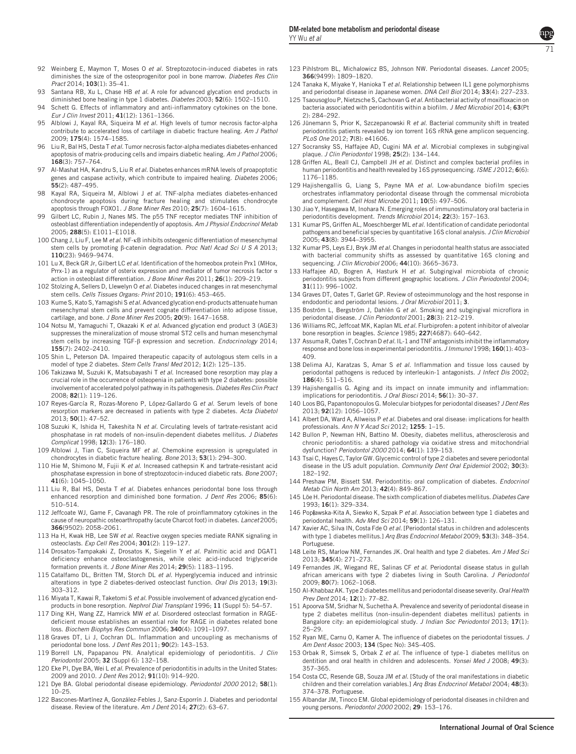92 Weinberg E, Maymon T, Moses O *et al*. Streptozotocin-induced diabetes in rats diminishes the size of the osteoprogenitor pool in bone marrow. *Diabetes Res Clin Pract* 2014; **103**(1): 35–41.

93 Santana RB, Xu L, Chase HB *et al*. A role for advanced glycation end products in diminished bone healing in type 1 diabetes. *Diabetes* 2003; **52**(6): 1502–1510.

94 Schett G. Effects of inflammatory and anti-inflammatory cytokines on the bone. *Eur J Clin Invest* 2011; **41**(12): 1361–1366.

95 Alblowi J, Kayal RA, Siqueira M *et al*. High levels of tumor necrosis factor-alpha contribute to accelerated loss of cartilage in diabetic fracture healing. *Am J Pathol* 2009; **175**(4): 1574–1585.

96 Liu R, Bal HS, Desta T *et al*. Tumor necrosis factor-alpha mediates diabetes-enhanced apoptosis of matrix-producing cells and impairs diabetic healing. *Am J Pathol* 2006; **168**(3): 757–764.

97 Al-Mashat HA, Kandru S, Liu R *et al*. Diabetes enhances mRNA levels of proapoptotic genes and caspase activity, which contribute to impaired healing. *Diabetes* 2006; **55**(2): 487–495.

98 Kayal RA, Siqueira M, Alblowi J *et al*. TNF-alpha mediates diabetes-enhanced chondrocyte apoptosis during fracture healing and stimulates chondrocyte apoptosis through FOXO1. *J Bone Miner Res* 2010; **25**(7): 1604–1615.

99 Gilbert LC, Rubin J, Nanes MS. The p55 TNF receptor mediates TNF inhibition of osteoblast differentiation independently of apoptosis. *Am J Physiol Endocrinol Metab* 2005; **288**(5): E1011–E1018.

100 Chang J, Liu F, Lee M *et al*. NF-κB inhibits osteogenic differentiation of mesenchymal stem cells by promoting β-catenin degradation. *Proc Natl Acad Sci U S A* 2013; **110**(23): 9469–9474.

101 Lu X, Beck GR Jr, Gilbert LC *et al*. Identification of the homeobox protein Prx1 (MHox, Prrx-1) as a regulator of osterix expression and mediator of tumor necrosis factor α action in osteoblast differentiation. *J Bone Miner Res* 2011; **26**(1): 209–219.

102 Stolzing A, Sellers D, Llewelyn O *et al*. Diabetes induced changes in rat mesenchymal stem cells. *Cells Tissues Organs: Print* 2010; **191**(6): 453–465.

103 Kume S, Kato S, Yamagishi S *et al*. Advanced glycation end-products attenuate human mesenchymal stem cells and prevent cognate differentiation into adipose tissue, cartilage, and bone. *J Bone Miner Res* 2005; **20**(9): 1647–1658.

104 Notsu M, Yamaguchi T, Okazaki K *et al*. Advanced glycation end product 3 (AGE3) suppresses the mineralization of mouse stromal ST2 cells and human mesenchymal stem cells by increasing TGF-β expression and secretion. *Endocrinology* 2014; **155**(7): 2402–2410.

105 Shin L, Peterson DA. Impaired therapeutic capacity of autologous stem cells in a model of type 2 diabetes. *Stem Cells Transl Med* 2012; **1**(2): 125–135.

106 Takizawa M, Suzuki K, Matsubayashi T *et al*. Increased bone resorption may play a crucial role in the occurrence of osteopenia in patients with type 2 diabetes: possible involvement of accelerated polyol pathway in its pathogenesis. *Diabetes Res Clin Pract* 2008; **82**(1): 119–126.

107 Reyes-García R, Rozas-Moreno P, López-Gallardo G *et al*. Serum levels of bone resorption markers are decreased in patients with type 2 diabetes. *Acta Diabetol* 2013; **50**(1): 47–52.

108 Suzuki K, Ishida H, Takeshita N *et al*. Circulating levels of tartrate-resistant acid phosphatase in rat models of non-insulin-dependent diabetes mellitus. *J Diabetes Complicat* 1998; **12**(3): 176–180.

109 Alblowi J, Tian C, Siqueira MF *et al*. Chemokine expression is upregulated in chondrocytes in diabetic fracture healing. *Bone* 2013; **53**(1): 294–300.

110 Hie M, Shimono M, Fujii K *et al*. Increased cathepsin K and tartrate-resistant acid phosphatase expression in bone of streptozotocin-induced diabetic rats. *Bone* 2007; **41**(6): 1045–1050.

111 Liu R, Bal HS, Desta T *et al*. Diabetes enhances periodontal bone loss through enhanced resorption and diminished bone formation. *J Dent Res* 2006; **85**(6): 510–514.

112 Jeffcoate WJ, Game F, Cavanagh PR. The role of proinflammatory cytokines in the cause of neuropathic osteoarthropathy (acute Charcot foot) in diabetes. *Lancet* 2005; **366**(9502): 2058–2061.

113 Ha H, Kwak HB, Lee SW *et al*. Reactive oxygen species mediate RANK signaling in osteoclasts. *Exp Cell Res* 2004; **301**(2): 119–127.

114 Drosatos-Tampakaki Z, Drosatos K, Siegelin Y *et al*. Palmitic acid and DGAT1 deficiency enhance osteoclastogenesis, while oleic acid-induced triglyceride formation prevents it. *J Bone Miner Res* 2014; **29**(5): 1183–1195.

115 Catalfamo DL, Britten TM, Storch DL *et al*. Hyperglycemia induced and intrinsic alterations in type 2 diabetes-derived osteoclast function. *Oral Dis* 2013; **19**(3): 303–312.

116 Miyata T, Kawai R, Taketomi S *et al*. Possible involvement of advanced glycation end-products in bone resorption. *Nephrol Dial Transplant* 1996; **11** (Suppl 5): 54–57.

117 Ding KH, Wang ZZ, Hamrick MW *et al*. Disordered osteoclast formation in RAGE-deficient mouse establishes an essential role for RAGE in diabetes related bone loss. *Biochem Biophys Res Commun* 2006; **340**(4): 1091–1097.

118 Graves DT, Li J, Cochran DL. Inflammation and uncoupling as mechanisms of periodontal bone loss. *J Dent Res* 2011; **90**(2): 143–153.

119 Borrell LN, Papapanou PN. Analytical epidemiology of periodontitis. *J Clin Periodontol* 2005; **32** (Suppl 6): 132–158.

120 Eke PI, Dye BA, Wei L *et al*. Prevalence of periodontitis in adults in the United States: 2009 and 2010. *J Dent Res* 2012; **91**(10): 914–920.

121 Dye BA. Global periodontal disease epidemiology. *Periodontol 2000* 2012; **58**(1): 10–25.

122 Bascones-Martínez A, González-Febles J, Sanz-Esporrín J. Diabetes and periodontal disease. Review of the literature. *Am J Dent* 2014; **27**(2): 63–67.

123 Pihlstrom BL, Michalowicz BS, Johnson NW. Periodontal diseases. *Lancet* 2005; **366**(9499): 1809–1820.

124 Tanaka K, Miyake Y, Hanioka T *et al*. Relationship between IL1 gene polymorphisms and periodontal disease in Japanese women. *DNA Cell Biol* 2014; **33**(4): 227–233.

125 Tsaousoglou P, Nietzsche S, Cachovan G *et al*. Antibacterial activity of moxifloxacin on bacteria associated with periodontitis within a biofilm. *J Med Microbiol* 2014; **63**(Pt 2): 284–292.

126 Jünemann S, Prior K, Szczepanowski R *et al*. Bacterial community shift in treated periodontitis patients revealed by ion torrent 16S rRNA gene amplicon sequencing. *PLoS One* 2012; **7**(8): e41606.

127 Socransky SS, Haffajee AD, Cugini MA *et al*. Microbial complexes in subgingival plaque. *J Clin Periodontol* 1998; **25**(2): 134–144.

128 Griffen AL, Beall CJ, Campbell JH *et al*. Distinct and complex bacterial profiles in human periodontitis and health revealed by 16S pyrosequencing. *ISME J* 2012; **6**(6): 1176–1185.

129 Hajishengallis G, Liang S, Payne MA *et al*. Low-abundance biofilm species orchestrates inflammatory periodontal disease through the commensal microbiota and complement. *Cell Host Microbe* 2011; **10**(5): 497–506.

130 Jiao Y, Hasegawa M, Inohara N. Emerging roles of immunostimulatory oral bacteria in periodontitis development. *Trends Microbiol* 2014; **22**(3): 157–163.

131 Kumar PS, Griffen AL, Moeschberger ML *et al*. Identification of candidate periodontal pathogens and beneficial species by quantitative 16S clonal analysis. *J Clin Microbiol* 2005; **43**(8): 3944–3955.

132 Kumar PS, Leys EJ, Bryk JM *et al*. Changes in periodontal health status are associated with bacterial community shifts as assessed by quantitative 16S cloning and sequencing. *J Clin Microbiol* 2006; **44**(10): 3665–3673.

133 Haffajee AD, Bogren A, Hasturk H *et al*. Subgingival microbiota of chronic periodontitis subjects from different geographic locations. *J Clin Periodontol* 2004; **31**(11): 996–1002.

134 Graves DT, Oates T, Garlet GP. Review of osteoimmunology and the host response in endodontic and periodontal lesions. *J Oral Microbiol* 2011; **3**.

135 Boström L, Bergström J, Dahlén G *et al*. Smoking and subgingival microflora in periodontal disease. *J Clin Periodontol* 2001; **28**(3): 212–219.

136 Williams RC, Jeffcoat MK, Kaplan ML *et al*. Flurbiprofen: a potent inhibitor of alveolar bone resorption in beagles. *Science* 1985; **227**(4687): 640–642.

137 Assuma R, Oates T, Cochran D *et al*. IL-1 and TNF antagonists inhibit the inflammatory response and bone loss in experimental periodontitis. *J Immunol* 1998; **160**(1): 403–409.

138 Delima AJ, Karatzas S, Amar S *et al*. Inflammation and tissue loss caused by periodontal pathogens is reduced by interleukin-1 antagonists. *J Infect Dis* 2002; **186**(4): 511–516.

139 Hajishengallis G. Aging and its impact on innate immunity and inflammation: implications for periodontitis. *J Oral Biosci* 2014; **56**(1): 30–37.

140 Loos BG, Papantonopoulos G. Molecular biotypes for periodontal diseases? *J Dent Res* 2013; **92**(12): 1056–1057.

141 Albert DA, Ward A, Allweiss P *et al*. Diabetes and oral disease: implications for health professionals. *Ann N Y Acad Sci* 2012; **1255**: 1–15.

142 Bullon P, Newman HN, Battino M. Obesity, diabetes mellitus, atherosclerosis and chronic periodontitis: a shared pathology via oxidative stress and mitochondrial dysfunction? *Periodontol 2000* 2014; **64**(1): 139–153.

143 Tsai C, Hayes C, Taylor GW. Glycemic control of type 2 diabetes and severe periodontal disease in the US adult population. *Community Dent Oral Epidemiol* 2002; **30**(3): 182–192.

144 Preshaw PM, Bissett SM. Periodontitis: oral complication of diabetes. *Endocrinol Metab Clin North Am* 2013; **42**(4): 849–867.

145 Löe H. Periodontal disease. The sixth complication of diabetes mellitus. *Diabetes Care* 1993; **16**(1): 329–334.

146 Popławska-Kita A, Siewko K, Szpak P *et al*. Association between type 1 diabetes and periodontal health. *Adv Med Sci* 2014; **59**(1): 126–131.

147 Xavier AC, Silva IN, Costa Fde O *et al*. [Periodontal status in children and adolescents with type 1 diabetes mellitus.] *Arq Bras Endocrinol Metabol* 2009; **53**(3): 348–354. Portuguese.

148 Leite RS, Marlow NM, Fernandes JK. Oral health and type 2 diabetes. *Am J Med Sci* 2013; **345**(4): 271–273.

149 Fernandes JK, Wiegand RE, Salinas CF *et al*. Periodontal disease status in gullah african americans with type 2 diabetes living in South Carolina. *J Periodontol* 2009; **80**(7): 1062–1068.

150 Al-Khabbaz AK. Type 2 diabetes mellitus and periodontal disease severity. *Oral Health Prev Dent* 2014; **12**(1): 77–82.

151 Apoorva SM, Sridhar N, Suchetha A. Prevalence and severity of periodontal disease in type 2 diabetes mellitus (non-insulin-dependent diabetes mellitus) patients in Bangalore city: an epidemiological study. *J Indian Soc Periodontol* 2013; **17**(1): 25–29.

152 Ryan ME, Carnu O, Kamer A. The influence of diabetes on the periodontal tissues. *J Am Dent Assoc* 2003; **134** (Spec No): 34S–40S.

153 Orbak R, Simsek S, Orbak Z *et al*. The influence of type-1 diabetes mellitus on dentition and oral health in children and adolescents. *Yonsei Med J* 2008; **49**(3): 357–365.

154 Costa CC, Resende GB, Souza JM *et al*. [Study of the oral manifestations in diabetic children and their correlation variables.] *Arq Bras Endocrinol Metabol* 2004; **48**(3): 374–378. Portuguese.

155 Albandar JM, Tinoco EM. Global epidemiology of periodontal diseases in children and young persons. *Periodontol 2000* 2002; **29**: 153–176.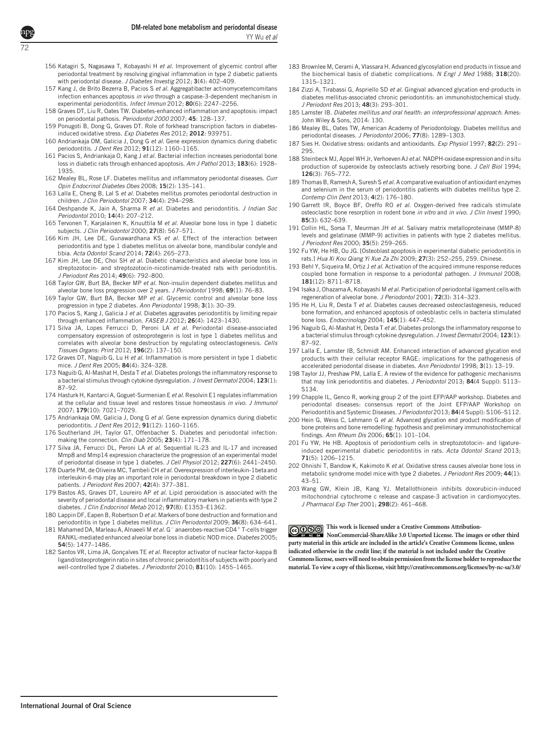156 Katagiri S, Nagasawa T, Kobayashi H *et al*. Improvement of glycemic control after periodontal treatment by resolving gingival inflammation in type 2 diabetic patients with periodontal disease. *J Diabetes Investig* 2012; **3**(4): 402–409.

157 Kang J, de Brito Bezerra B, Pacios S *et al*. Aggregatibacter actinomycetemcomitans infection enhances apoptosis *in vivo* through a caspase-3-dependent mechanism in experimental periodontitis. *Infect Immun* 2012; **80**(6): 2247–2256.

158 Graves DT, Liu R, Oates TW. Diabetes-enhanced inflammation and apoptosis: impact on periodontal pathosis. *Periodontol 2000* 2007; **45**: 128–137.

159 Ponugoti B, Dong G, Graves DT. Role of forkhead transcription factors in diabetes-induced oxidative stress. *Exp Diabetes Res* 2012; **2012**: 939751.

160 Andriankaja OM, Galicia J, Dong G *et al*. Gene expression dynamics during diabetic periodontitis. *J Dent Res* 2012; **91**(12): 1160–1165.

161 Pacios S, Andriankaja O, Kang J *et al*. Bacterial infection increases periodontal bone loss in diabetic rats through enhanced apoptosis. *Am J Pathol* 2013; **183**(6): 1928–1935.

162 Mealey BL, Rose LF. Diabetes mellitus and inflammatory periodontal diseases. *Curr Opin Endocrinol Diabetes Obes* 2008; **15**(2): 135–141.

163 Lalla E, Cheng B, Lal S *et al*. Diabetes mellitus promotes periodontal destruction in children. *J Clin Periodontol* 2007; **34**(4): 294–298.

164 Deshpande K, Jain A, Sharma R *et al*. Diabetes and periodontitis. *J Indian Soc Periodontol* 2010; **14**(4): 207–212.

165 Tervonen T, Karjalainen K, Knuuttila M *et al*. Alveolar bone loss in type 1 diabetic subjects. *J Clin Periodontol* 2000; **27**(8): 567–571.

166 Kim JH, Lee DE, Gunawardhana KS *et al*. Effect of the interaction between periodontitis and type 1 diabetes mellitus on alveolar bone, mandibular condyle and tibia. *Acta Odontol Scand* 2014; **72**(4): 265–273.

167 Kim JH, Lee DE, Choi SH *et al*. Diabetic characteristics and alveolar bone loss in streptozotocin- and streptozotocin-nicotinamide-treated rats with periodontitis. *J Periodont Res* 2014; **49**(6): 792–800.

168 Taylor GW, Burt BA, Becker MP *et al*. Non-insulin dependent diabetes mellitus and alveolar bone loss progression over 2 years. *J Periodontol* 1998; **69**(1): 76–83.

169 Taylor GW, Burt BA, Becker MP *et al*. Glycemic control and alveolar bone loss progression in type 2 diabetes. *Ann Periodontol* 1998; **3**(1): 30–39.

170 Pacios S, Kang J, Galicia J *et al*. Diabetes aggravates periodontitis by limiting repair through enhanced inflammation. *FASEB J* 2012; **26**(4): 1423–1430.

171 Silva JA, Lopes Ferrucci D, Peroni LA *et al*. Periodontal disease-associated compensatory expression of osteoprotegerin is lost in type 1 diabetes mellitus and correlates with alveolar bone destruction by regulating osteoclastogenesis. *Cells Tissues Organs: Print* 2012; **196**(2): 137–150.

172 Graves DT, Naguib G, Lu H *et al*. Inflammation is more persistent in type 1 diabetic mice. *J Dent Res* 2005; **84**(4): 324–328.

173 Naguib G, Al-Mashat H, Desta T *et al*. Diabetes prolongs the inflammatory response to a bacterial stimulus through cytokine dysregulation. *J Invest Dermatol* 2004; **123**(1): 87–92.

174 Hasturk H, Kantarci A, Goguet-Surmenian E *et al*. Resolvin E1 regulates inflammation at the cellular and tissue level and restores tissue homeostasis *in vivo*. *J Immunol* 2007; **179**(10): 7021–7029.

175 Andriankaja OM, Galicia J, Dong G *et al*. Gene expression dynamics during diabetic periodontitis. *J Dent Res* 2012; **91**(12): 1160–1165.

176 Southerland JH, Taylor GT, Offenbacher S. Diabetes and periodontal infection: making the connection. *Clin Diab* 2005; **23**(4): 171–178.

177 Silva JA, Ferrucci DL, Peroni LA *et al*. Sequential IL-23 and IL-17 and increased Mmp8 and Mmp14 expression characterize the progression of an experimental model of periodontal disease in type 1 diabetes. *J Cell Physiol* 2012; **227**(6): 2441–2450.

178 Duarte PM, de Oliveira MC, Tambeli CH *et al*. Overexpression of interleukin-1beta and interleukin-6 may play an important role in periodontal breakdown in type 2 diabetic patients. *J Periodont Res* 2007; **42**(4): 377–381.

179 Bastos AS, Graves DT, Loureiro AP *et al*. Lipid peroxidation is associated with the severity of periodontal disease and local inflammatory markers in patients with type 2 diabetes. *J Clin Endocrinol Metab* 2012; **97**(8): E1353–E1362.

180 Lappin DF, Eapen B, Robertson D *et al*. Markers of bone destruction and formation and periodontitis in type 1 diabetes mellitus. *J Clin Periodontol* 2009; **36**(8): 634–641.

181 Mahamed DA, Marleau A, Alnaeeli M *et al*. $G^-$ anaerobes-reactive $CD4^+$ T-cells trigger RANKL-mediated enhanced alveolar bone loss in diabetic NOD mice. *Diabetes* 2005; **54**(5): 1477–1486.

182 Santos VR, Lima JA, Gonçalves TE *et al*. Receptor activator of nuclear factor-kappa B ligand/osteoprotegerin ratio in sites of chronic periodontitis of subjects with poorly and well-controlled type 2 diabetes. *J Periodontol* 2010; **81**(10): 1455–1465.

183 Brownlee M, Cerami A, Vlassara H. Advanced glycosylation end products in tissue and the biochemical basis of diabetic complications. *N Engl J Med* 1988; **318**(20): 1315–1321.

184 Zizzi A, Tirabassi G, Aspriello SD *et al*. Gingival advanced glycation end-products in diabetes mellitus-associated chronic periodontitis: an immunohistochemical study. *J Periodont Res* 2013; **48**(3): 293–301.

185 Lamster IB. *Diabetes mellitus and oral health: an interprofessional approach*. Ames: John Wiley & Sons, 2014: 130.

186 Mealey BL, Oates TW, American Academy of Periodontology. Diabetes mellitus and periodontal diseases. *J Periodontol* 2006; **77**(8): 1289–1303.

187 Sies H. Oxidative stress: oxidants and antioxidants. *Exp Physiol* 1997; **82**(2): 291–295.

188 Steinbeck MJ, Appel WH Jr, Verhoeven AJ *et al*. NADPH-oxidase expression and in situ production of superoxide by osteoclasts actively resorbing bone. *J Cell Biol* 1994; **126**(3): 765–772.

189 Thomas B, Ramesh A, Suresh S *et al*. A comparative evaluation of antioxidant enzymes and selenium in the serum of periodontitis patients with diabetes mellitus type 2. *Contemp Clin Dent* 2013; **4**(2): 176–180.

190 Garrett IR, Boyce BF, Oreffo RO *et al*. Oxygen-derived free radicals stimulate osteoclastic bone resorption in rodent bone *in vitro* and *in vivo*. *J Clin Invest* 1990; **85**(3): 632–639.

191 Collin HL, Sorsa T, Meurman JH *et al*. Salivary matrix metalloproteinase (MMP-8) levels and gelatinase (MMP-9) activities in patients with type 2 diabetes mellitus. *J Periodont Res* 2000; **35**(5): 259–265.

192 Fu YW, He HB, Ou JG. [Osteoblast apoptosis in experimental diabetic periodontitis in rats.] *Hua Xi Kou Qiang Yi Xue Za Zhi* 2009; **27**(3): 252–255, 259. Chinese.

193 Behl Y, Siqueira M, Ortiz J *et al*. Activation of the acquired immune response reduces coupled bone formation in response to a periodontal pathogen. *J Immunol* 2008; **181**(12): 8711–8718.

194 Isaka J, Ohazama A, Kobayashi M *et al*. Participation of periodontal ligament cells with regeneration of alveolar bone. *J Periodontol* 2001; **72**(3): 314–323.

195 He H, Liu R, Desta T *et al*. Diabetes causes decreased osteoclastogenesis, reduced bone formation, and enhanced apoptosis of osteoblastic cells in bacteria stimulated bone loss. *Endocrinology* 2004; **145**(1): 447–452.

196 Naguib G, Al-Mashat H, Desta T *et al*. Diabetes prolongs the inflammatory response to a bacterial stimulus through cytokine dysregulation. *J Invest Dermatol* 2004; **123**(1): 87–92.

197 Lalla E, Lamster IB, Schmidt AM. Enhanced interaction of advanced glycation end products with their cellular receptor RAGE: implications for the pathogenesis of accelerated periodontal disease in diabetes. *Ann Periodontol* 1998; **3**(1): 13–19.

198 Taylor JJ, Preshaw PM, Lalla E. A review of the evidence for pathogenic mechanisms that may link periodontitis and diabetes. *J Periodontol* 2013; **84**(4 Suppl): S113–S134.

199 Chapple IL, Genco R, working group 2 of the joint EFP/AAP workshop. Diabetes and periodontal diseases: consensus report of the Joint EFP/AAP Workshop on Periodontitis and Systemic Diseases. *J Periodontol* 2013; **84**(4 Suppl): S106–S112.

200 Hein G, Weiss C, Lehmann G *et al*. Advanced glycation end product modification of bone proteins and bone remodelling: hypothesis and preliminary immunohistochemical findings. *Ann Rheum Dis* 2006; **65**(1): 101–104.

201 Fu YW, He HB. Apoptosis of periodontium cells in streptozototocin- and ligature-induced experimental diabetic periodontitis in rats. *Acta Odontol Scand* 2013; **71**(5): 1206–1215.

202 Ohnishi T, Bandow K, Kakimoto K *et al*. Oxidative stress causes alveolar bone loss in metabolic syndrome model mice with type 2 diabetes. *J Periodont Res* 2009; **44**(1): 43–51.

203 Wang GW, Klein JB, Kang YJ. Metallothionein inhibits doxorubicin-induced mitochondrial cytochrome c release and caspase-3 activation in cardiomyocytes. *J Pharmacol Exp Ther* 2001; **298**(2): 461–468.

**This work is licensed under a Creative Commons Attribution-NonCommercial-ShareAlike 3.0 Unported License. The images or other third party material in this article are included in the article's Creative Commons license, unless indicated otherwise in the credit line; if the material is not included under the Creative Commons license, users will need to obtain permission from the license holder to reproduce the material. To view a copy of this license, visit http://creativecommons.org/licenses/by-nc-sa/3.0/**